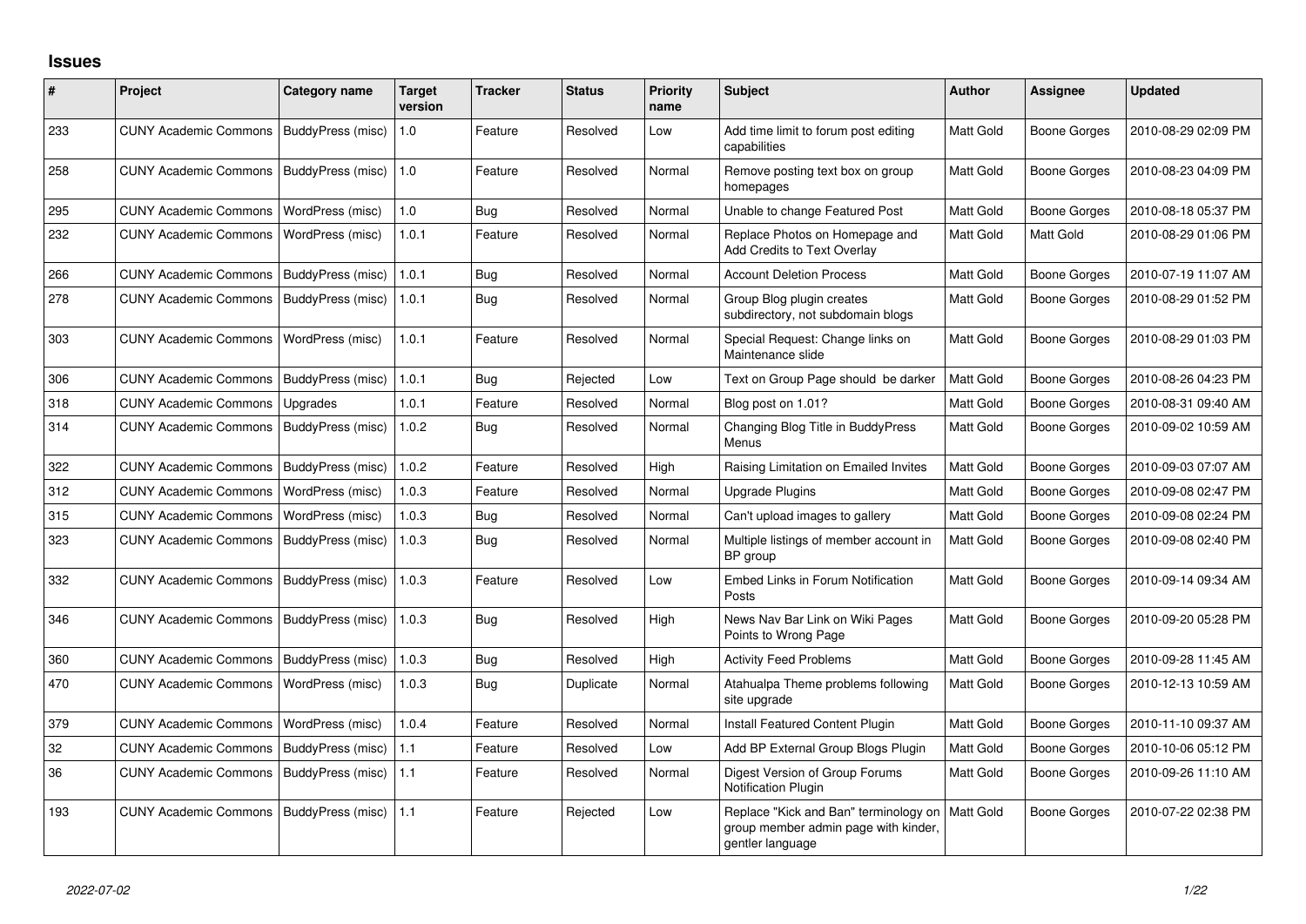# Issues

| # | Project | Category name | Target version | Tracker | Status | Priority name | Subject | Author | Assignee | Updated |
|---|---|---|---|---|---|---|---|---|---|---|
| 233 | CUNY Academic Commons | BuddyPress (misc) | 1.0 | Feature | Resolved | Low | Add time limit to forum post editing capabilities | Matt Gold | Boone Gorges | 2010-08-29 02:09 PM |
| 258 | CUNY Academic Commons | BuddyPress (misc) | 1.0 | Feature | Resolved | Normal | Remove posting text box on group homepages | Matt Gold | Boone Gorges | 2010-08-23 04:09 PM |
| 295 | CUNY Academic Commons | WordPress (misc) | 1.0 | Bug | Resolved | Normal | Unable to change Featured Post | Matt Gold | Boone Gorges | 2010-08-18 05:37 PM |
| 232 | CUNY Academic Commons | WordPress (misc) | 1.0.1 | Feature | Resolved | Normal | Replace Photos on Homepage and Add Credits to Text Overlay | Matt Gold | Matt Gold | 2010-08-29 01:06 PM |
| 266 | CUNY Academic Commons | BuddyPress (misc) | 1.0.1 | Bug | Resolved | Normal | Account Deletion Process | Matt Gold | Boone Gorges | 2010-07-19 11:07 AM |
| 278 | CUNY Academic Commons | BuddyPress (misc) | 1.0.1 | Bug | Resolved | Normal | Group Blog plugin creates subdirectory, not subdomain blogs | Matt Gold | Boone Gorges | 2010-08-29 01:52 PM |
| 303 | CUNY Academic Commons | WordPress (misc) | 1.0.1 | Feature | Resolved | Normal | Special Request: Change links on Maintenance slide | Matt Gold | Boone Gorges | 2010-08-29 01:03 PM |
| 306 | CUNY Academic Commons | BuddyPress (misc) | 1.0.1 | Bug | Rejected | Low | Text on Group Page should be darker | Matt Gold | Boone Gorges | 2010-08-26 04:23 PM |
| 318 | CUNY Academic Commons | Upgrades | 1.0.1 | Feature | Resolved | Normal | Blog post on 1.01? | Matt Gold | Boone Gorges | 2010-08-31 09:40 AM |
| 314 | CUNY Academic Commons | BuddyPress (misc) | 1.0.2 | Bug | Resolved | Normal | Changing Blog Title in BuddyPress Menus | Matt Gold | Boone Gorges | 2010-09-02 10:59 AM |
| 322 | CUNY Academic Commons | BuddyPress (misc) | 1.0.2 | Feature | Resolved | High | Raising Limitation on Emailed Invites | Matt Gold | Boone Gorges | 2010-09-03 07:07 AM |
| 312 | CUNY Academic Commons | WordPress (misc) | 1.0.3 | Feature | Resolved | Normal | Upgrade Plugins | Matt Gold | Boone Gorges | 2010-09-08 02:47 PM |
| 315 | CUNY Academic Commons | WordPress (misc) | 1.0.3 | Bug | Resolved | Normal | Can't upload images to gallery | Matt Gold | Boone Gorges | 2010-09-08 02:24 PM |
| 323 | CUNY Academic Commons | BuddyPress (misc) | 1.0.3 | Bug | Resolved | Normal | Multiple listings of member account in BP group | Matt Gold | Boone Gorges | 2010-09-08 02:40 PM |
| 332 | CUNY Academic Commons | BuddyPress (misc) | 1.0.3 | Feature | Resolved | Low | Embed Links in Forum Notification Posts | Matt Gold | Boone Gorges | 2010-09-14 09:34 AM |
| 346 | CUNY Academic Commons | BuddyPress (misc) | 1.0.3 | Bug | Resolved | High | News Nav Bar Link on Wiki Pages Points to Wrong Page | Matt Gold | Boone Gorges | 2010-09-20 05:28 PM |
| 360 | CUNY Academic Commons | BuddyPress (misc) | 1.0.3 | Bug | Resolved | High | Activity Feed Problems | Matt Gold | Boone Gorges | 2010-09-28 11:45 AM |
| 470 | CUNY Academic Commons | WordPress (misc) | 1.0.3 | Bug | Duplicate | Normal | Atahualpa Theme problems following site upgrade | Matt Gold | Boone Gorges | 2010-12-13 10:59 AM |
| 379 | CUNY Academic Commons | WordPress (misc) | 1.0.4 | Feature | Resolved | Normal | Install Featured Content Plugin | Matt Gold | Boone Gorges | 2010-11-10 09:37 AM |
| 32 | CUNY Academic Commons | BuddyPress (misc) | 1.1 | Feature | Resolved | Low | Add BP External Group Blogs Plugin | Matt Gold | Boone Gorges | 2010-10-06 05:12 PM |
| 36 | CUNY Academic Commons | BuddyPress (misc) | 1.1 | Feature | Resolved | Normal | Digest Version of Group Forums Notification Plugin | Matt Gold | Boone Gorges | 2010-09-26 11:10 AM |
| 193 | CUNY Academic Commons | BuddyPress (misc) | 1.1 | Feature | Rejected | Low | Replace "Kick and Ban" terminology on group member admin page with kinder, gentler language | Matt Gold | Boone Gorges | 2010-07-22 02:38 PM |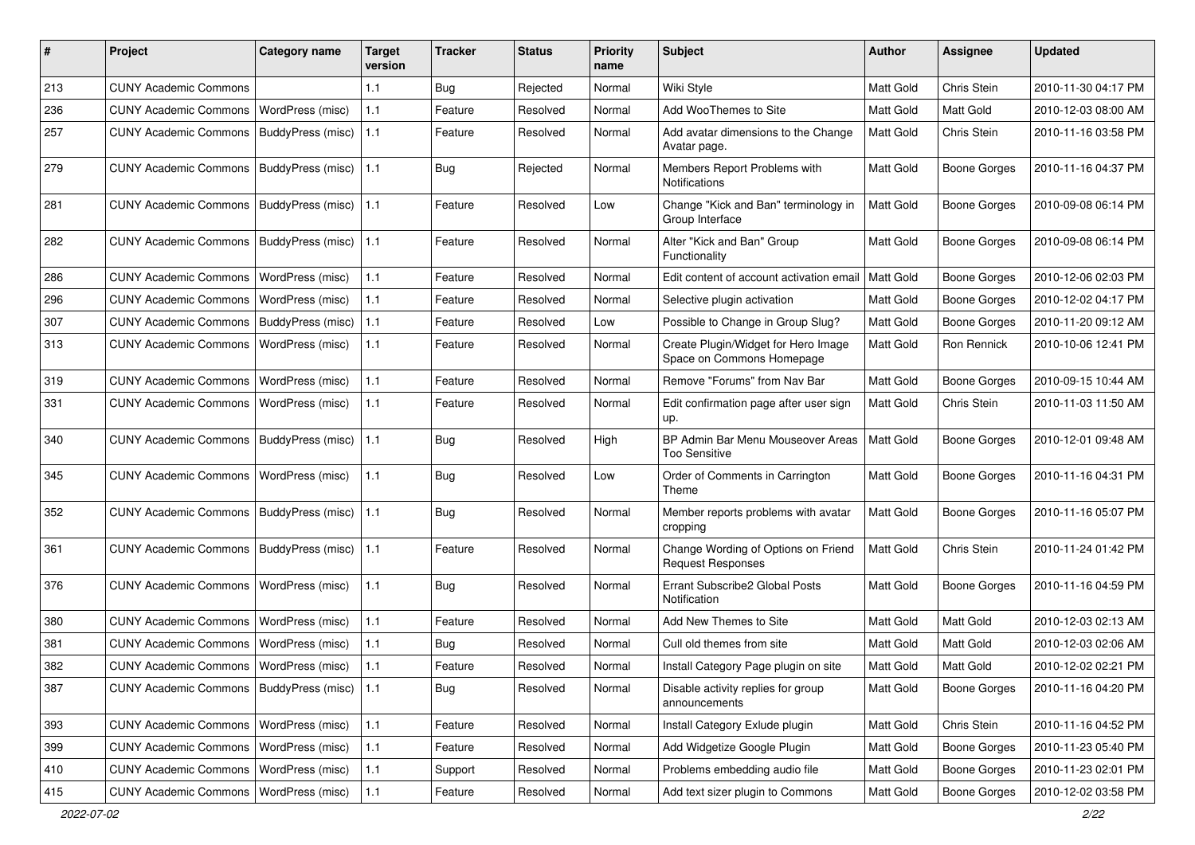| # | Project | Category name | Target version | Tracker | Status | Priority name | Subject | Author | Assignee | Updated |
|---|---|---|---|---|---|---|---|---|---|---|
| 213 | CUNY Academic Commons | | 1.1 | Bug | Rejected | Normal | Wiki Style | Matt Gold | Chris Stein | 2010-11-30 04:17 PM |
| 236 | CUNY Academic Commons | WordPress (misc) | 1.1 | Feature | Resolved | Normal | Add WooThemes to Site | Matt Gold | Matt Gold | 2010-12-03 08:00 AM |
| 257 | CUNY Academic Commons | BuddyPress (misc) | 1.1 | Feature | Resolved | Normal | Add avatar dimensions to the Change Avatar page. | Matt Gold | Chris Stein | 2010-11-16 03:58 PM |
| 279 | CUNY Academic Commons | BuddyPress (misc) | 1.1 | Bug | Rejected | Normal | Members Report Problems with Notifications | Matt Gold | Boone Gorges | 2010-11-16 04:37 PM |
| 281 | CUNY Academic Commons | BuddyPress (misc) | 1.1 | Feature | Resolved | Low | Change "Kick and Ban" terminology in Group Interface | Matt Gold | Boone Gorges | 2010-09-08 06:14 PM |
| 282 | CUNY Academic Commons | BuddyPress (misc) | 1.1 | Feature | Resolved | Normal | Alter "Kick and Ban" Group Functionality | Matt Gold | Boone Gorges | 2010-09-08 06:14 PM |
| 286 | CUNY Academic Commons | WordPress (misc) | 1.1 | Feature | Resolved | Normal | Edit content of account activation email | Matt Gold | Boone Gorges | 2010-12-06 02:03 PM |
| 296 | CUNY Academic Commons | WordPress (misc) | 1.1 | Feature | Resolved | Normal | Selective plugin activation | Matt Gold | Boone Gorges | 2010-12-02 04:17 PM |
| 307 | CUNY Academic Commons | BuddyPress (misc) | 1.1 | Feature | Resolved | Low | Possible to Change in Group Slug? | Matt Gold | Boone Gorges | 2010-11-20 09:12 AM |
| 313 | CUNY Academic Commons | WordPress (misc) | 1.1 | Feature | Resolved | Normal | Create Plugin/Widget for Hero Image Space on Commons Homepage | Matt Gold | Ron Rennick | 2010-10-06 12:41 PM |
| 319 | CUNY Academic Commons | WordPress (misc) | 1.1 | Feature | Resolved | Normal | Remove "Forums" from Nav Bar | Matt Gold | Boone Gorges | 2010-09-15 10:44 AM |
| 331 | CUNY Academic Commons | WordPress (misc) | 1.1 | Feature | Resolved | Normal | Edit confirmation page after user sign up. | Matt Gold | Chris Stein | 2010-11-03 11:50 AM |
| 340 | CUNY Academic Commons | BuddyPress (misc) | 1.1 | Bug | Resolved | High | BP Admin Bar Menu Mouseover Areas Too Sensitive | Matt Gold | Boone Gorges | 2010-12-01 09:48 AM |
| 345 | CUNY Academic Commons | WordPress (misc) | 1.1 | Bug | Resolved | Low | Order of Comments in Carrington Theme | Matt Gold | Boone Gorges | 2010-11-16 04:31 PM |
| 352 | CUNY Academic Commons | BuddyPress (misc) | 1.1 | Bug | Resolved | Normal | Member reports problems with avatar cropping | Matt Gold | Boone Gorges | 2010-11-16 05:07 PM |
| 361 | CUNY Academic Commons | BuddyPress (misc) | 1.1 | Feature | Resolved | Normal | Change Wording of Options on Friend Request Responses | Matt Gold | Chris Stein | 2010-11-24 01:42 PM |
| 376 | CUNY Academic Commons | WordPress (misc) | 1.1 | Bug | Resolved | Normal | Errant Subscribe2 Global Posts Notification | Matt Gold | Boone Gorges | 2010-11-16 04:59 PM |
| 380 | CUNY Academic Commons | WordPress (misc) | 1.1 | Feature | Resolved | Normal | Add New Themes to Site | Matt Gold | Matt Gold | 2010-12-03 02:13 AM |
| 381 | CUNY Academic Commons | WordPress (misc) | 1.1 | Bug | Resolved | Normal | Cull old themes from site | Matt Gold | Matt Gold | 2010-12-03 02:06 AM |
| 382 | CUNY Academic Commons | WordPress (misc) | 1.1 | Feature | Resolved | Normal | Install Category Page plugin on site | Matt Gold | Matt Gold | 2010-12-02 02:21 PM |
| 387 | CUNY Academic Commons | BuddyPress (misc) | 1.1 | Bug | Resolved | Normal | Disable activity replies for group announcements | Matt Gold | Boone Gorges | 2010-11-16 04:20 PM |
| 393 | CUNY Academic Commons | WordPress (misc) | 1.1 | Feature | Resolved | Normal | Install Category Exlude plugin | Matt Gold | Chris Stein | 2010-11-16 04:52 PM |
| 399 | CUNY Academic Commons | WordPress (misc) | 1.1 | Feature | Resolved | Normal | Add Widgetize Google Plugin | Matt Gold | Boone Gorges | 2010-11-23 05:40 PM |
| 410 | CUNY Academic Commons | WordPress (misc) | 1.1 | Support | Resolved | Normal | Problems embedding audio file | Matt Gold | Boone Gorges | 2010-11-23 02:01 PM |
| 415 | CUNY Academic Commons | WordPress (misc) | 1.1 | Feature | Resolved | Normal | Add text sizer plugin to Commons | Matt Gold | Boone Gorges | 2010-12-02 03:58 PM |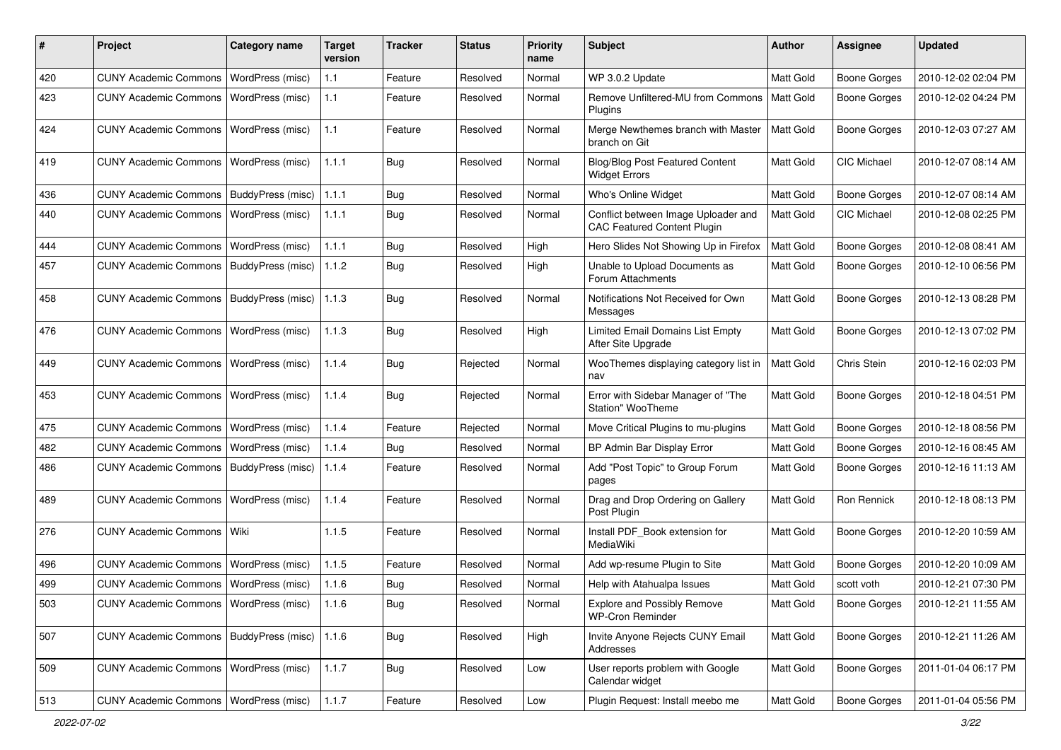| # | Project | Category name | Target version | Tracker | Status | Priority name | Subject | Author | Assignee | Updated |
|---|---|---|---|---|---|---|---|---|---|---|
| 420 | CUNY Academic Commons | WordPress (misc) | 1.1 | Feature | Resolved | Normal | WP 3.0.2 Update | Matt Gold | Boone Gorges | 2010-12-02 02:04 PM |
| 423 | CUNY Academic Commons | WordPress (misc) | 1.1 | Feature | Resolved | Normal | Remove Unfiltered-MU from Commons Plugins | Matt Gold | Boone Gorges | 2010-12-02 04:24 PM |
| 424 | CUNY Academic Commons | WordPress (misc) | 1.1 | Feature | Resolved | Normal | Merge Newthemes branch with Master branch on Git | Matt Gold | Boone Gorges | 2010-12-03 07:27 AM |
| 419 | CUNY Academic Commons | WordPress (misc) | 1.1.1 | Bug | Resolved | Normal | Blog/Blog Post Featured Content Widget Errors | Matt Gold | CIC Michael | 2010-12-07 08:14 AM |
| 436 | CUNY Academic Commons | BuddyPress (misc) | 1.1.1 | Bug | Resolved | Normal | Who's Online Widget | Matt Gold | Boone Gorges | 2010-12-07 08:14 AM |
| 440 | CUNY Academic Commons | WordPress (misc) | 1.1.1 | Bug | Resolved | Normal | Conflict between Image Uploader and CAC Featured Content Plugin | Matt Gold | CIC Michael | 2010-12-08 02:25 PM |
| 444 | CUNY Academic Commons | WordPress (misc) | 1.1.1 | Bug | Resolved | High | Hero Slides Not Showing Up in Firefox | Matt Gold | Boone Gorges | 2010-12-08 08:41 AM |
| 457 | CUNY Academic Commons | BuddyPress (misc) | 1.1.2 | Bug | Resolved | High | Unable to Upload Documents as Forum Attachments | Matt Gold | Boone Gorges | 2010-12-10 06:56 PM |
| 458 | CUNY Academic Commons | BuddyPress (misc) | 1.1.3 | Bug | Resolved | Normal | Notifications Not Received for Own Messages | Matt Gold | Boone Gorges | 2010-12-13 08:28 PM |
| 476 | CUNY Academic Commons | WordPress (misc) | 1.1.3 | Bug | Resolved | High | Limited Email Domains List Empty After Site Upgrade | Matt Gold | Boone Gorges | 2010-12-13 07:02 PM |
| 449 | CUNY Academic Commons | WordPress (misc) | 1.1.4 | Bug | Rejected | Normal | WooThemes displaying category list in nav | Matt Gold | Chris Stein | 2010-12-16 02:03 PM |
| 453 | CUNY Academic Commons | WordPress (misc) | 1.1.4 | Bug | Rejected | Normal | Error with Sidebar Manager of "The Station" WooTheme | Matt Gold | Boone Gorges | 2010-12-18 04:51 PM |
| 475 | CUNY Academic Commons | WordPress (misc) | 1.1.4 | Feature | Rejected | Normal | Move Critical Plugins to mu-plugins | Matt Gold | Boone Gorges | 2010-12-18 08:56 PM |
| 482 | CUNY Academic Commons | WordPress (misc) | 1.1.4 | Bug | Resolved | Normal | BP Admin Bar Display Error | Matt Gold | Boone Gorges | 2010-12-16 08:45 AM |
| 486 | CUNY Academic Commons | BuddyPress (misc) | 1.1.4 | Feature | Resolved | Normal | Add "Post Topic" to Group Forum pages | Matt Gold | Boone Gorges | 2010-12-16 11:13 AM |
| 489 | CUNY Academic Commons | WordPress (misc) | 1.1.4 | Feature | Resolved | Normal | Drag and Drop Ordering on Gallery Post Plugin | Matt Gold | Ron Rennick | 2010-12-18 08:13 PM |
| 276 | CUNY Academic Commons | Wiki | 1.1.5 | Feature | Resolved | Normal | Install PDF_Book extension for MediaWiki | Matt Gold | Boone Gorges | 2010-12-20 10:59 AM |
| 496 | CUNY Academic Commons | WordPress (misc) | 1.1.5 | Feature | Resolved | Normal | Add wp-resume Plugin to Site | Matt Gold | Boone Gorges | 2010-12-20 10:09 AM |
| 499 | CUNY Academic Commons | WordPress (misc) | 1.1.6 | Bug | Resolved | Normal | Help with Atahualpa Issues | Matt Gold | scott voth | 2010-12-21 07:30 PM |
| 503 | CUNY Academic Commons | WordPress (misc) | 1.1.6 | Bug | Resolved | Normal | Explore and Possibly Remove WP-Cron Reminder | Matt Gold | Boone Gorges | 2010-12-21 11:55 AM |
| 507 | CUNY Academic Commons | BuddyPress (misc) | 1.1.6 | Bug | Resolved | High | Invite Anyone Rejects CUNY Email Addresses | Matt Gold | Boone Gorges | 2010-12-21 11:26 AM |
| 509 | CUNY Academic Commons | WordPress (misc) | 1.1.7 | Bug | Resolved | Low | User reports problem with Google Calendar widget | Matt Gold | Boone Gorges | 2011-01-04 06:17 PM |
| 513 | CUNY Academic Commons | WordPress (misc) | 1.1.7 | Feature | Resolved | Low | Plugin Request: Install meebo me | Matt Gold | Boone Gorges | 2011-01-04 05:56 PM |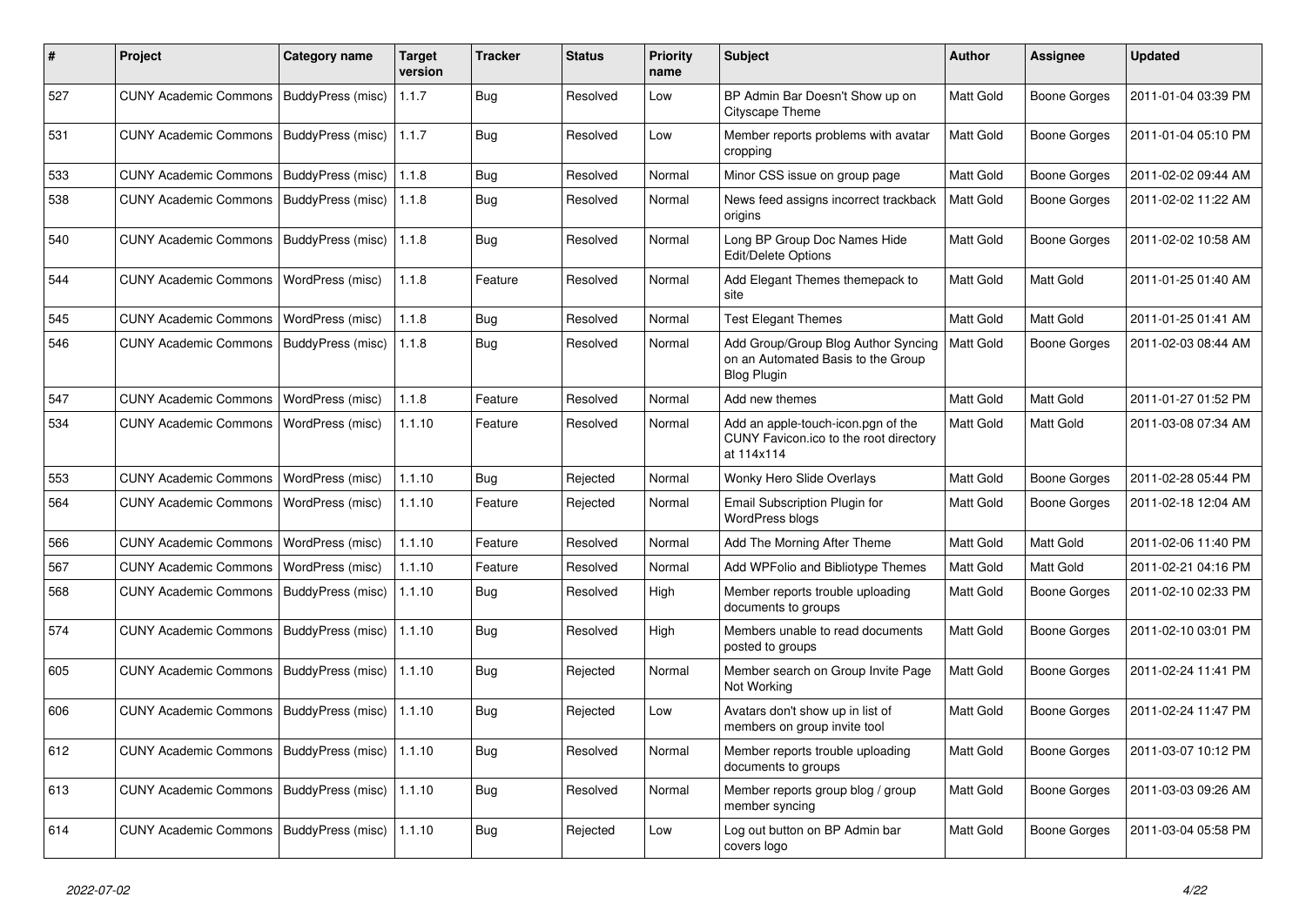| # | Project | Category name | Target version | Tracker | Status | Priority name | Subject | Author | Assignee | Updated |
|---|---|---|---|---|---|---|---|---|---|---|
| 527 | CUNY Academic Commons | BuddyPress (misc) | 1.1.7 | Bug | Resolved | Low | BP Admin Bar Doesn't Show up on Cityscape Theme | Matt Gold | Boone Gorges | 2011-01-04 03:39 PM |
| 531 | CUNY Academic Commons | BuddyPress (misc) | 1.1.7 | Bug | Resolved | Low | Member reports problems with avatar cropping | Matt Gold | Boone Gorges | 2011-01-04 05:10 PM |
| 533 | CUNY Academic Commons | BuddyPress (misc) | 1.1.8 | Bug | Resolved | Normal | Minor CSS issue on group page | Matt Gold | Boone Gorges | 2011-02-02 09:44 AM |
| 538 | CUNY Academic Commons | BuddyPress (misc) | 1.1.8 | Bug | Resolved | Normal | News feed assigns incorrect trackback origins | Matt Gold | Boone Gorges | 2011-02-02 11:22 AM |
| 540 | CUNY Academic Commons | BuddyPress (misc) | 1.1.8 | Bug | Resolved | Normal | Long BP Group Doc Names Hide Edit/Delete Options | Matt Gold | Boone Gorges | 2011-02-02 10:58 AM |
| 544 | CUNY Academic Commons | WordPress (misc) | 1.1.8 | Feature | Resolved | Normal | Add Elegant Themes themepack to site | Matt Gold | Matt Gold | 2011-01-25 01:40 AM |
| 545 | CUNY Academic Commons | WordPress (misc) | 1.1.8 | Bug | Resolved | Normal | Test Elegant Themes | Matt Gold | Matt Gold | 2011-01-25 01:41 AM |
| 546 | CUNY Academic Commons | BuddyPress (misc) | 1.1.8 | Bug | Resolved | Normal | Add Group/Group Blog Author Syncing on an Automated Basis to the Group Blog Plugin | Matt Gold | Boone Gorges | 2011-02-03 08:44 AM |
| 547 | CUNY Academic Commons | WordPress (misc) | 1.1.8 | Feature | Resolved | Normal | Add new themes | Matt Gold | Matt Gold | 2011-01-27 01:52 PM |
| 534 | CUNY Academic Commons | WordPress (misc) | 1.1.10 | Feature | Resolved | Normal | Add an apple-touch-icon.pgn of the CUNY Favicon.ico to the root directory at 114x114 | Matt Gold | Matt Gold | 2011-03-08 07:34 AM |
| 553 | CUNY Academic Commons | WordPress (misc) | 1.1.10 | Bug | Rejected | Normal | Wonky Hero Slide Overlays | Matt Gold | Boone Gorges | 2011-02-28 05:44 PM |
| 564 | CUNY Academic Commons | WordPress (misc) | 1.1.10 | Feature | Rejected | Normal | Email Subscription Plugin for WordPress blogs | Matt Gold | Boone Gorges | 2011-02-18 12:04 AM |
| 566 | CUNY Academic Commons | WordPress (misc) | 1.1.10 | Feature | Resolved | Normal | Add The Morning After Theme | Matt Gold | Matt Gold | 2011-02-06 11:40 PM |
| 567 | CUNY Academic Commons | WordPress (misc) | 1.1.10 | Feature | Resolved | Normal | Add WPFolio and Bibliotype Themes | Matt Gold | Matt Gold | 2011-02-21 04:16 PM |
| 568 | CUNY Academic Commons | BuddyPress (misc) | 1.1.10 | Bug | Resolved | High | Member reports trouble uploading documents to groups | Matt Gold | Boone Gorges | 2011-02-10 02:33 PM |
| 574 | CUNY Academic Commons | BuddyPress (misc) | 1.1.10 | Bug | Resolved | High | Members unable to read documents posted to groups | Matt Gold | Boone Gorges | 2011-02-10 03:01 PM |
| 605 | CUNY Academic Commons | BuddyPress (misc) | 1.1.10 | Bug | Rejected | Normal | Member search on Group Invite Page Not Working | Matt Gold | Boone Gorges | 2011-02-24 11:41 PM |
| 606 | CUNY Academic Commons | BuddyPress (misc) | 1.1.10 | Bug | Rejected | Low | Avatars don't show up in list of members on group invite tool | Matt Gold | Boone Gorges | 2011-02-24 11:47 PM |
| 612 | CUNY Academic Commons | BuddyPress (misc) | 1.1.10 | Bug | Resolved | Normal | Member reports trouble uploading documents to groups | Matt Gold | Boone Gorges | 2011-03-07 10:12 PM |
| 613 | CUNY Academic Commons | BuddyPress (misc) | 1.1.10 | Bug | Resolved | Normal | Member reports group blog / group member syncing | Matt Gold | Boone Gorges | 2011-03-03 09:26 AM |
| 614 | CUNY Academic Commons | BuddyPress (misc) | 1.1.10 | Bug | Rejected | Low | Log out button on BP Admin bar covers logo | Matt Gold | Boone Gorges | 2011-03-04 05:58 PM |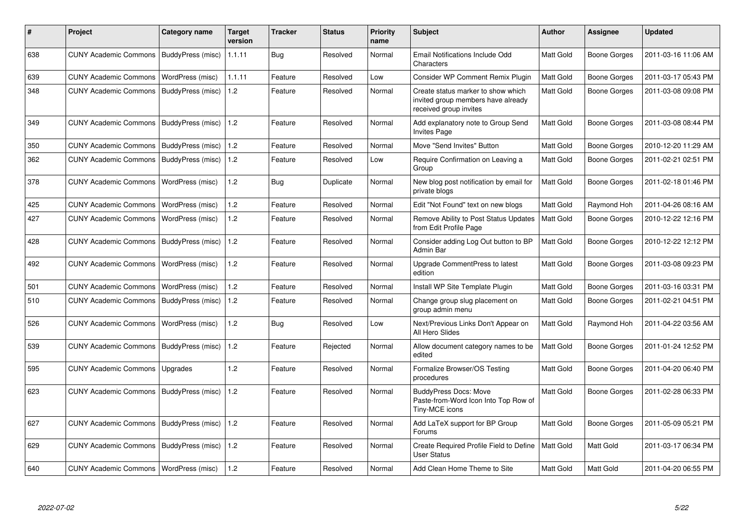| # | Project | Category name | Target version | Tracker | Status | Priority name | Subject | Author | Assignee | Updated |
|---|---|---|---|---|---|---|---|---|---|---|
| 638 | CUNY Academic Commons | BuddyPress (misc) | 1.1.11 | Bug | Resolved | Normal | Email Notifications Include Odd Characters | Matt Gold | Boone Gorges | 2011-03-16 11:06 AM |
| 639 | CUNY Academic Commons | WordPress (misc) | 1.1.11 | Feature | Resolved | Low | Consider WP Comment Remix Plugin | Matt Gold | Boone Gorges | 2011-03-17 05:43 PM |
| 348 | CUNY Academic Commons | BuddyPress (misc) | 1.2 | Feature | Resolved | Normal | Create status marker to show which invited group members have already received group invites | Matt Gold | Boone Gorges | 2011-03-08 09:08 PM |
| 349 | CUNY Academic Commons | BuddyPress (misc) | 1.2 | Feature | Resolved | Normal | Add explanatory note to Group Send Invites Page | Matt Gold | Boone Gorges | 2011-03-08 08:44 PM |
| 350 | CUNY Academic Commons | BuddyPress (misc) | 1.2 | Feature | Resolved | Normal | Move "Send Invites" Button | Matt Gold | Boone Gorges | 2010-12-20 11:29 AM |
| 362 | CUNY Academic Commons | BuddyPress (misc) | 1.2 | Feature | Resolved | Low | Require Confirmation on Leaving a Group | Matt Gold | Boone Gorges | 2011-02-21 02:51 PM |
| 378 | CUNY Academic Commons | WordPress (misc) | 1.2 | Bug | Duplicate | Normal | New blog post notification by email for private blogs | Matt Gold | Boone Gorges | 2011-02-18 01:46 PM |
| 425 | CUNY Academic Commons | WordPress (misc) | 1.2 | Feature | Resolved | Normal | Edit "Not Found" text on new blogs | Matt Gold | Raymond Hoh | 2011-04-26 08:16 AM |
| 427 | CUNY Academic Commons | WordPress (misc) | 1.2 | Feature | Resolved | Normal | Remove Ability to Post Status Updates from Edit Profile Page | Matt Gold | Boone Gorges | 2010-12-22 12:16 PM |
| 428 | CUNY Academic Commons | BuddyPress (misc) | 1.2 | Feature | Resolved | Normal | Consider adding Log Out button to BP Admin Bar | Matt Gold | Boone Gorges | 2010-12-22 12:12 PM |
| 492 | CUNY Academic Commons | WordPress (misc) | 1.2 | Feature | Resolved | Normal | Upgrade CommentPress to latest edition | Matt Gold | Boone Gorges | 2011-03-08 09:23 PM |
| 501 | CUNY Academic Commons | WordPress (misc) | 1.2 | Feature | Resolved | Normal | Install WP Site Template Plugin | Matt Gold | Boone Gorges | 2011-03-16 03:31 PM |
| 510 | CUNY Academic Commons | BuddyPress (misc) | 1.2 | Feature | Resolved | Normal | Change group slug placement on group admin menu | Matt Gold | Boone Gorges | 2011-02-21 04:51 PM |
| 526 | CUNY Academic Commons | WordPress (misc) | 1.2 | Bug | Resolved | Low | Next/Previous Links Don't Appear on All Hero Slides | Matt Gold | Raymond Hoh | 2011-04-22 03:56 AM |
| 539 | CUNY Academic Commons | BuddyPress (misc) | 1.2 | Feature | Rejected | Normal | Allow document category names to be edited | Matt Gold | Boone Gorges | 2011-01-24 12:52 PM |
| 595 | CUNY Academic Commons | Upgrades | 1.2 | Feature | Resolved | Normal | Formalize Browser/OS Testing procedures | Matt Gold | Boone Gorges | 2011-04-20 06:40 PM |
| 623 | CUNY Academic Commons | BuddyPress (misc) | 1.2 | Feature | Resolved | Normal | BuddyPress Docs: Move Paste-from-Word Icon Into Top Row of Tiny-MCE icons | Matt Gold | Boone Gorges | 2011-02-28 06:33 PM |
| 627 | CUNY Academic Commons | BuddyPress (misc) | 1.2 | Feature | Resolved | Normal | Add LaTeX support for BP Group Forums | Matt Gold | Boone Gorges | 2011-05-09 05:21 PM |
| 629 | CUNY Academic Commons | BuddyPress (misc) | 1.2 | Feature | Resolved | Normal | Create Required Profile Field to Define User Status | Matt Gold | Matt Gold | 2011-03-17 06:34 PM |
| 640 | CUNY Academic Commons | WordPress (misc) | 1.2 | Feature | Resolved | Normal | Add Clean Home Theme to Site | Matt Gold | Matt Gold | 2011-04-20 06:55 PM |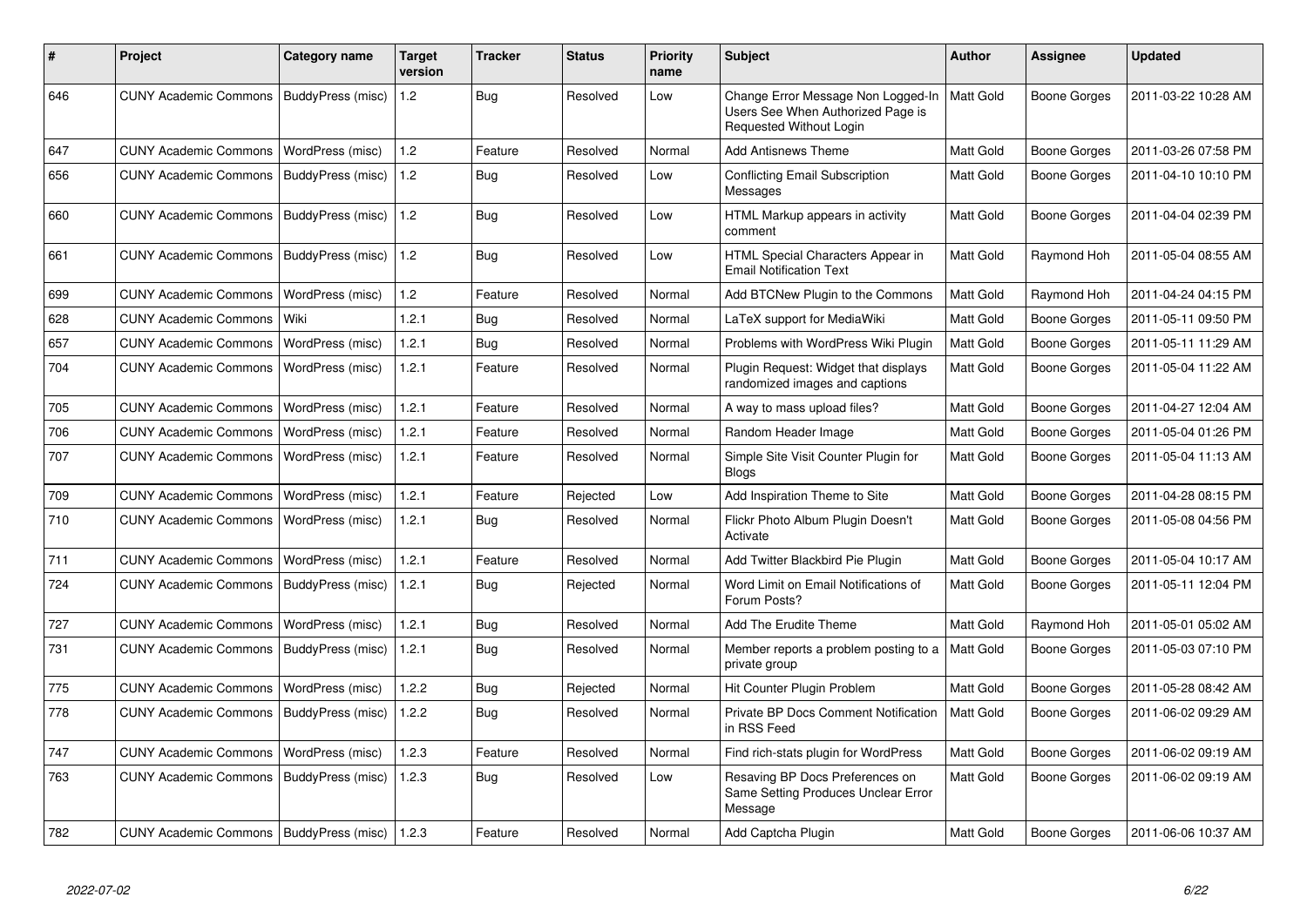| # | Project | Category name | Target version | Tracker | Status | Priority name | Subject | Author | Assignee | Updated |
|---|---|---|---|---|---|---|---|---|---|---|
| 646 | CUNY Academic Commons | BuddyPress (misc) | 1.2 | Bug | Resolved | Low | Change Error Message Non Logged-In Users See When Authorized Page is Requested Without Login | Matt Gold | Boone Gorges | 2011-03-22 10:28 AM |
| 647 | CUNY Academic Commons | WordPress (misc) | 1.2 | Feature | Resolved | Normal | Add Antisnews Theme | Matt Gold | Boone Gorges | 2011-03-26 07:58 PM |
| 656 | CUNY Academic Commons | BuddyPress (misc) | 1.2 | Bug | Resolved | Low | Conflicting Email Subscription Messages | Matt Gold | Boone Gorges | 2011-04-10 10:10 PM |
| 660 | CUNY Academic Commons | BuddyPress (misc) | 1.2 | Bug | Resolved | Low | HTML Markup appears in activity comment | Matt Gold | Boone Gorges | 2011-04-04 02:39 PM |
| 661 | CUNY Academic Commons | BuddyPress (misc) | 1.2 | Bug | Resolved | Low | HTML Special Characters Appear in Email Notification Text | Matt Gold | Raymond Hoh | 2011-05-04 08:55 AM |
| 699 | CUNY Academic Commons | WordPress (misc) | 1.2 | Feature | Resolved | Normal | Add BTCNew Plugin to the Commons | Matt Gold | Raymond Hoh | 2011-04-24 04:15 PM |
| 628 | CUNY Academic Commons | Wiki | 1.2.1 | Bug | Resolved | Normal | LaTeX support for MediaWiki | Matt Gold | Boone Gorges | 2011-05-11 09:50 PM |
| 657 | CUNY Academic Commons | WordPress (misc) | 1.2.1 | Bug | Resolved | Normal | Problems with WordPress Wiki Plugin | Matt Gold | Boone Gorges | 2011-05-11 11:29 AM |
| 704 | CUNY Academic Commons | WordPress (misc) | 1.2.1 | Feature | Resolved | Normal | Plugin Request: Widget that displays randomized images and captions | Matt Gold | Boone Gorges | 2011-05-04 11:22 AM |
| 705 | CUNY Academic Commons | WordPress (misc) | 1.2.1 | Feature | Resolved | Normal | A way to mass upload files? | Matt Gold | Boone Gorges | 2011-04-27 12:04 AM |
| 706 | CUNY Academic Commons | WordPress (misc) | 1.2.1 | Feature | Resolved | Normal | Random Header Image | Matt Gold | Boone Gorges | 2011-05-04 01:26 PM |
| 707 | CUNY Academic Commons | WordPress (misc) | 1.2.1 | Feature | Resolved | Normal | Simple Site Visit Counter Plugin for Blogs | Matt Gold | Boone Gorges | 2011-05-04 11:13 AM |
| 709 | CUNY Academic Commons | WordPress (misc) | 1.2.1 | Feature | Rejected | Low | Add Inspiration Theme to Site | Matt Gold | Boone Gorges | 2011-04-28 08:15 PM |
| 710 | CUNY Academic Commons | WordPress (misc) | 1.2.1 | Bug | Resolved | Normal | Flickr Photo Album Plugin Doesn't Activate | Matt Gold | Boone Gorges | 2011-05-08 04:56 PM |
| 711 | CUNY Academic Commons | WordPress (misc) | 1.2.1 | Feature | Resolved | Normal | Add Twitter Blackbird Pie Plugin | Matt Gold | Boone Gorges | 2011-05-04 10:17 AM |
| 724 | CUNY Academic Commons | BuddyPress (misc) | 1.2.1 | Bug | Rejected | Normal | Word Limit on Email Notifications of Forum Posts? | Matt Gold | Boone Gorges | 2011-05-11 12:04 PM |
| 727 | CUNY Academic Commons | WordPress (misc) | 1.2.1 | Bug | Resolved | Normal | Add The Erudite Theme | Matt Gold | Raymond Hoh | 2011-05-01 05:02 AM |
| 731 | CUNY Academic Commons | BuddyPress (misc) | 1.2.1 | Bug | Resolved | Normal | Member reports a problem posting to a private group | Matt Gold | Boone Gorges | 2011-05-03 07:10 PM |
| 775 | CUNY Academic Commons | WordPress (misc) | 1.2.2 | Bug | Rejected | Normal | Hit Counter Plugin Problem | Matt Gold | Boone Gorges | 2011-05-28 08:42 AM |
| 778 | CUNY Academic Commons | BuddyPress (misc) | 1.2.2 | Bug | Resolved | Normal | Private BP Docs Comment Notification in RSS Feed | Matt Gold | Boone Gorges | 2011-06-02 09:29 AM |
| 747 | CUNY Academic Commons | WordPress (misc) | 1.2.3 | Feature | Resolved | Normal | Find rich-stats plugin for WordPress | Matt Gold | Boone Gorges | 2011-06-02 09:19 AM |
| 763 | CUNY Academic Commons | BuddyPress (misc) | 1.2.3 | Bug | Resolved | Low | Resaving BP Docs Preferences on Same Setting Produces Unclear Error Message | Matt Gold | Boone Gorges | 2011-06-02 09:19 AM |
| 782 | CUNY Academic Commons | BuddyPress (misc) | 1.2.3 | Feature | Resolved | Normal | Add Captcha Plugin | Matt Gold | Boone Gorges | 2011-06-06 10:37 AM |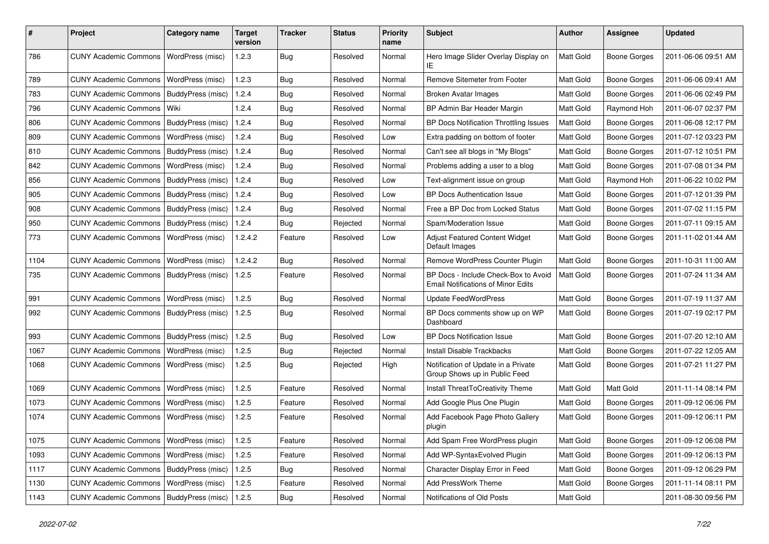| # | Project | Category name | Target version | Tracker | Status | Priority name | Subject | Author | Assignee | Updated |
|---|---|---|---|---|---|---|---|---|---|---|
| 786 | CUNY Academic Commons | WordPress (misc) | 1.2.3 | Bug | Resolved | Normal | Hero Image Slider Overlay Display on IE | Matt Gold | Boone Gorges | 2011-06-06 09:51 AM |
| 789 | CUNY Academic Commons | WordPress (misc) | 1.2.3 | Bug | Resolved | Normal | Remove Sitemeter from Footer | Matt Gold | Boone Gorges | 2011-06-06 09:41 AM |
| 783 | CUNY Academic Commons | BuddyPress (misc) | 1.2.4 | Bug | Resolved | Normal | Broken Avatar Images | Matt Gold | Boone Gorges | 2011-06-06 02:49 PM |
| 796 | CUNY Academic Commons | Wiki | 1.2.4 | Bug | Resolved | Normal | BP Admin Bar Header Margin | Matt Gold | Raymond Hoh | 2011-06-07 02:37 PM |
| 806 | CUNY Academic Commons | BuddyPress (misc) | 1.2.4 | Bug | Resolved | Normal | BP Docs Notification Throttling Issues | Matt Gold | Boone Gorges | 2011-06-08 12:17 PM |
| 809 | CUNY Academic Commons | WordPress (misc) | 1.2.4 | Bug | Resolved | Low | Extra padding on bottom of footer | Matt Gold | Boone Gorges | 2011-07-12 03:23 PM |
| 810 | CUNY Academic Commons | BuddyPress (misc) | 1.2.4 | Bug | Resolved | Normal | Can't see all blogs in "My Blogs" | Matt Gold | Boone Gorges | 2011-07-12 10:51 PM |
| 842 | CUNY Academic Commons | WordPress (misc) | 1.2.4 | Bug | Resolved | Normal | Problems adding a user to a blog | Matt Gold | Boone Gorges | 2011-07-08 01:34 PM |
| 856 | CUNY Academic Commons | BuddyPress (misc) | 1.2.4 | Bug | Resolved | Low | Text-alignment issue on group | Matt Gold | Raymond Hoh | 2011-06-22 10:02 PM |
| 905 | CUNY Academic Commons | BuddyPress (misc) | 1.2.4 | Bug | Resolved | Low | BP Docs Authentication Issue | Matt Gold | Boone Gorges | 2011-07-12 01:39 PM |
| 908 | CUNY Academic Commons | BuddyPress (misc) | 1.2.4 | Bug | Resolved | Normal | Free a BP Doc from Locked Status | Matt Gold | Boone Gorges | 2011-07-02 11:15 PM |
| 950 | CUNY Academic Commons | BuddyPress (misc) | 1.2.4 | Bug | Rejected | Normal | Spam/Moderation Issue | Matt Gold | Boone Gorges | 2011-07-11 09:15 AM |
| 773 | CUNY Academic Commons | WordPress (misc) | 1.2.4.2 | Feature | Resolved | Low | Adjust Featured Content Widget Default Images | Matt Gold | Boone Gorges | 2011-11-02 01:44 AM |
| 1104 | CUNY Academic Commons | WordPress (misc) | 1.2.4.2 | Bug | Resolved | Normal | Remove WordPress Counter Plugin | Matt Gold | Boone Gorges | 2011-10-31 11:00 AM |
| 735 | CUNY Academic Commons | BuddyPress (misc) | 1.2.5 | Feature | Resolved | Normal | BP Docs - Include Check-Box to Avoid Email Notifications of Minor Edits | Matt Gold | Boone Gorges | 2011-07-24 11:34 AM |
| 991 | CUNY Academic Commons | WordPress (misc) | 1.2.5 | Bug | Resolved | Normal | Update FeedWordPress | Matt Gold | Boone Gorges | 2011-07-19 11:37 AM |
| 992 | CUNY Academic Commons | BuddyPress (misc) | 1.2.5 | Bug | Resolved | Normal | BP Docs comments show up on WP Dashboard | Matt Gold | Boone Gorges | 2011-07-19 02:17 PM |
| 993 | CUNY Academic Commons | BuddyPress (misc) | 1.2.5 | Bug | Resolved | Low | BP Docs Notification Issue | Matt Gold | Boone Gorges | 2011-07-20 12:10 AM |
| 1067 | CUNY Academic Commons | WordPress (misc) | 1.2.5 | Bug | Rejected | Normal | Install Disable Trackbacks | Matt Gold | Boone Gorges | 2011-07-22 12:05 AM |
| 1068 | CUNY Academic Commons | WordPress (misc) | 1.2.5 | Bug | Rejected | High | Notification of Update in a Private Group Shows up in Public Feed | Matt Gold | Boone Gorges | 2011-07-21 11:27 PM |
| 1069 | CUNY Academic Commons | WordPress (misc) | 1.2.5 | Feature | Resolved | Normal | Install ThreatToCreativity Theme | Matt Gold | Matt Gold | 2011-11-14 08:14 PM |
| 1073 | CUNY Academic Commons | WordPress (misc) | 1.2.5 | Feature | Resolved | Normal | Add Google Plus One Plugin | Matt Gold | Boone Gorges | 2011-09-12 06:06 PM |
| 1074 | CUNY Academic Commons | WordPress (misc) | 1.2.5 | Feature | Resolved | Normal | Add Facebook Page Photo Gallery plugin | Matt Gold | Boone Gorges | 2011-09-12 06:11 PM |
| 1075 | CUNY Academic Commons | WordPress (misc) | 1.2.5 | Feature | Resolved | Normal | Add Spam Free WordPress plugin | Matt Gold | Boone Gorges | 2011-09-12 06:08 PM |
| 1093 | CUNY Academic Commons | WordPress (misc) | 1.2.5 | Feature | Resolved | Normal | Add WP-SyntaxEvolved Plugin | Matt Gold | Boone Gorges | 2011-09-12 06:13 PM |
| 1117 | CUNY Academic Commons | BuddyPress (misc) | 1.2.5 | Bug | Resolved | Normal | Character Display Error in Feed | Matt Gold | Boone Gorges | 2011-09-12 06:29 PM |
| 1130 | CUNY Academic Commons | WordPress (misc) | 1.2.5 | Feature | Resolved | Normal | Add PressWork Theme | Matt Gold | Boone Gorges | 2011-11-14 08:11 PM |
| 1143 | CUNY Academic Commons | BuddyPress (misc) | 1.2.5 | Bug | Resolved | Normal | Notifications of Old Posts | Matt Gold | | 2011-08-30 09:56 PM |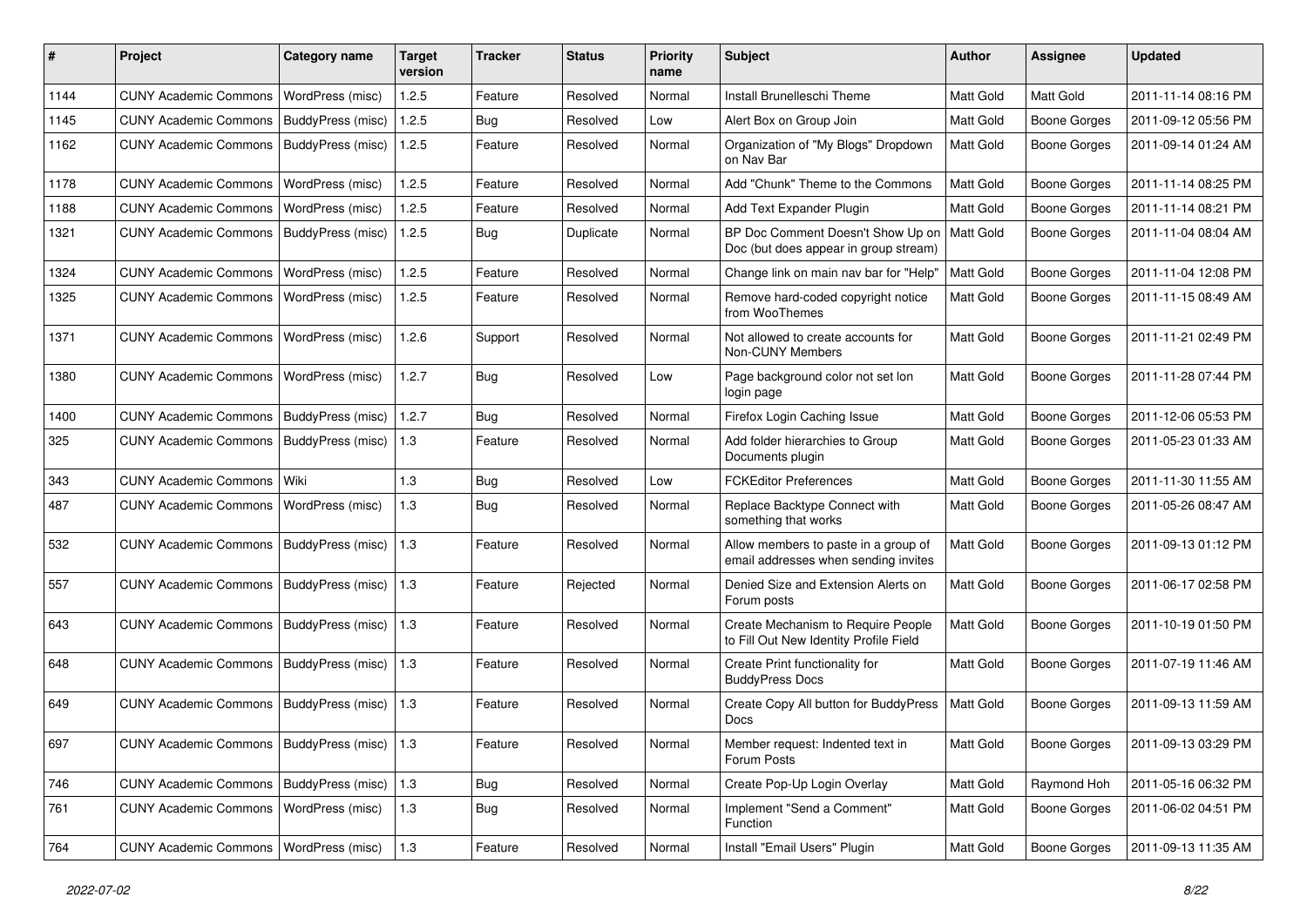| # | Project | Category name | Target version | Tracker | Status | Priority name | Subject | Author | Assignee | Updated |
|---|---|---|---|---|---|---|---|---|---|---|
| 1144 | CUNY Academic Commons | WordPress (misc) | 1.2.5 | Feature | Resolved | Normal | Install Brunelleschi Theme | Matt Gold | Matt Gold | 2011-11-14 08:16 PM |
| 1145 | CUNY Academic Commons | BuddyPress (misc) | 1.2.5 | Bug | Resolved | Low | Alert Box on Group Join | Matt Gold | Boone Gorges | 2011-09-12 05:56 PM |
| 1162 | CUNY Academic Commons | BuddyPress (misc) | 1.2.5 | Feature | Resolved | Normal | Organization of "My Blogs" Dropdown on Nav Bar | Matt Gold | Boone Gorges | 2011-09-14 01:24 AM |
| 1178 | CUNY Academic Commons | WordPress (misc) | 1.2.5 | Feature | Resolved | Normal | Add "Chunk" Theme to the Commons | Matt Gold | Boone Gorges | 2011-11-14 08:25 PM |
| 1188 | CUNY Academic Commons | WordPress (misc) | 1.2.5 | Feature | Resolved | Normal | Add Text Expander Plugin | Matt Gold | Boone Gorges | 2011-11-14 08:21 PM |
| 1321 | CUNY Academic Commons | BuddyPress (misc) | 1.2.5 | Bug | Duplicate | Normal | BP Doc Comment Doesn't Show Up on Doc (but does appear in group stream) | Matt Gold | Boone Gorges | 2011-11-04 08:04 AM |
| 1324 | CUNY Academic Commons | WordPress (misc) | 1.2.5 | Feature | Resolved | Normal | Change link on main nav bar for "Help" | Matt Gold | Boone Gorges | 2011-11-04 12:08 PM |
| 1325 | CUNY Academic Commons | WordPress (misc) | 1.2.5 | Feature | Resolved | Normal | Remove hard-coded copyright notice from WooThemes | Matt Gold | Boone Gorges | 2011-11-15 08:49 AM |
| 1371 | CUNY Academic Commons | WordPress (misc) | 1.2.6 | Support | Resolved | Normal | Not allowed to create accounts for Non-CUNY Members | Matt Gold | Boone Gorges | 2011-11-21 02:49 PM |
| 1380 | CUNY Academic Commons | WordPress (misc) | 1.2.7 | Bug | Resolved | Low | Page background color not set lon login page | Matt Gold | Boone Gorges | 2011-11-28 07:44 PM |
| 1400 | CUNY Academic Commons | BuddyPress (misc) | 1.2.7 | Bug | Resolved | Normal | Firefox Login Caching Issue | Matt Gold | Boone Gorges | 2011-12-06 05:53 PM |
| 325 | CUNY Academic Commons | BuddyPress (misc) | 1.3 | Feature | Resolved | Normal | Add folder hierarchies to Group Documents plugin | Matt Gold | Boone Gorges | 2011-05-23 01:33 AM |
| 343 | CUNY Academic Commons | Wiki | 1.3 | Bug | Resolved | Low | FCKEditor Preferences | Matt Gold | Boone Gorges | 2011-11-30 11:55 AM |
| 487 | CUNY Academic Commons | WordPress (misc) | 1.3 | Bug | Resolved | Normal | Replace Backtype Connect with something that works | Matt Gold | Boone Gorges | 2011-05-26 08:47 AM |
| 532 | CUNY Academic Commons | BuddyPress (misc) | 1.3 | Feature | Resolved | Normal | Allow members to paste in a group of email addresses when sending invites | Matt Gold | Boone Gorges | 2011-09-13 01:12 PM |
| 557 | CUNY Academic Commons | BuddyPress (misc) | 1.3 | Feature | Rejected | Normal | Denied Size and Extension Alerts on Forum posts | Matt Gold | Boone Gorges | 2011-06-17 02:58 PM |
| 643 | CUNY Academic Commons | BuddyPress (misc) | 1.3 | Feature | Resolved | Normal | Create Mechanism to Require People to Fill Out New Identity Profile Field | Matt Gold | Boone Gorges | 2011-10-19 01:50 PM |
| 648 | CUNY Academic Commons | BuddyPress (misc) | 1.3 | Feature | Resolved | Normal | Create Print functionality for BuddyPress Docs | Matt Gold | Boone Gorges | 2011-07-19 11:46 AM |
| 649 | CUNY Academic Commons | BuddyPress (misc) | 1.3 | Feature | Resolved | Normal | Create Copy All button for BuddyPress Docs | Matt Gold | Boone Gorges | 2011-09-13 11:59 AM |
| 697 | CUNY Academic Commons | BuddyPress (misc) | 1.3 | Feature | Resolved | Normal | Member request: Indented text in Forum Posts | Matt Gold | Boone Gorges | 2011-09-13 03:29 PM |
| 746 | CUNY Academic Commons | BuddyPress (misc) | 1.3 | Bug | Resolved | Normal | Create Pop-Up Login Overlay | Matt Gold | Raymond Hoh | 2011-05-16 06:32 PM |
| 761 | CUNY Academic Commons | WordPress (misc) | 1.3 | Bug | Resolved | Normal | Implement "Send a Comment" Function | Matt Gold | Boone Gorges | 2011-06-02 04:51 PM |
| 764 | CUNY Academic Commons | WordPress (misc) | 1.3 | Feature | Resolved | Normal | Install "Email Users" Plugin | Matt Gold | Boone Gorges | 2011-09-13 11:35 AM |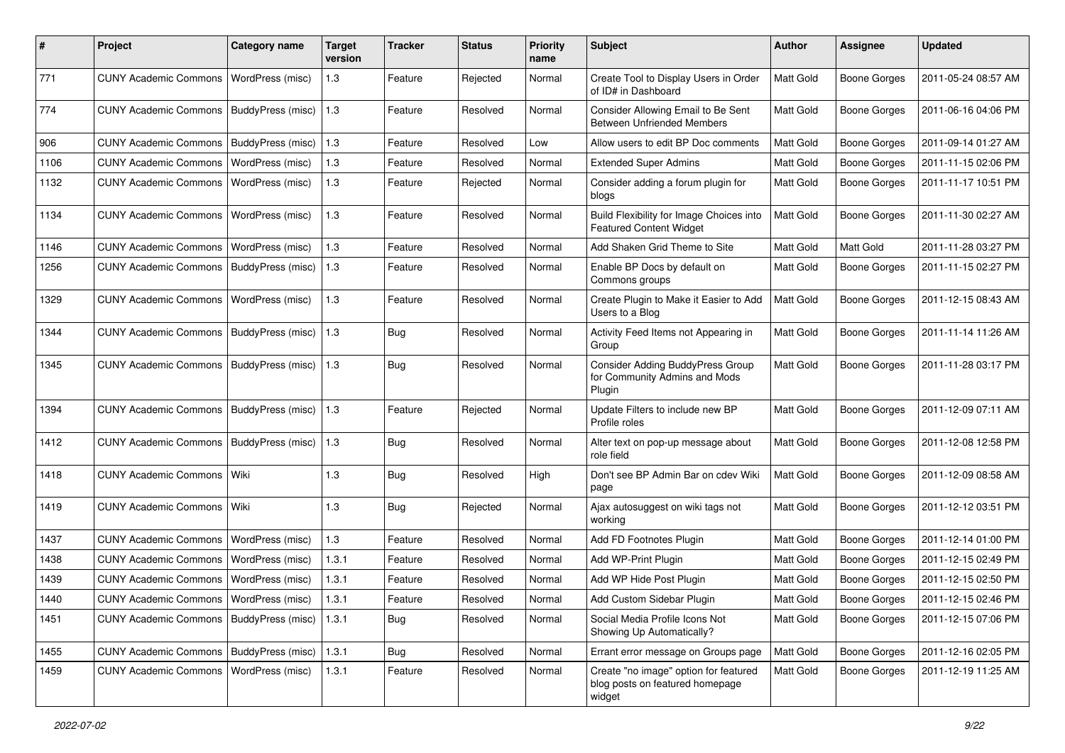| # | Project | Category name | Target version | Tracker | Status | Priority name | Subject | Author | Assignee | Updated |
|---|---|---|---|---|---|---|---|---|---|---|
| 771 | CUNY Academic Commons | WordPress (misc) | 1.3 | Feature | Rejected | Normal | Create Tool to Display Users in Order of ID# in Dashboard | Matt Gold | Boone Gorges | 2011-05-24 08:57 AM |
| 774 | CUNY Academic Commons | BuddyPress (misc) | 1.3 | Feature | Resolved | Normal | Consider Allowing Email to Be Sent Between Unfriended Members | Matt Gold | Boone Gorges | 2011-06-16 04:06 PM |
| 906 | CUNY Academic Commons | BuddyPress (misc) | 1.3 | Feature | Resolved | Low | Allow users to edit BP Doc comments | Matt Gold | Boone Gorges | 2011-09-14 01:27 AM |
| 1106 | CUNY Academic Commons | WordPress (misc) | 1.3 | Feature | Resolved | Normal | Extended Super Admins | Matt Gold | Boone Gorges | 2011-11-15 02:06 PM |
| 1132 | CUNY Academic Commons | WordPress (misc) | 1.3 | Feature | Rejected | Normal | Consider adding a forum plugin for blogs | Matt Gold | Boone Gorges | 2011-11-17 10:51 PM |
| 1134 | CUNY Academic Commons | WordPress (misc) | 1.3 | Feature | Resolved | Normal | Build Flexibility for Image Choices into Featured Content Widget | Matt Gold | Boone Gorges | 2011-11-30 02:27 AM |
| 1146 | CUNY Academic Commons | WordPress (misc) | 1.3 | Feature | Resolved | Normal | Add Shaken Grid Theme to Site | Matt Gold | Matt Gold | 2011-11-28 03:27 PM |
| 1256 | CUNY Academic Commons | BuddyPress (misc) | 1.3 | Feature | Resolved | Normal | Enable BP Docs by default on Commons groups | Matt Gold | Boone Gorges | 2011-11-15 02:27 PM |
| 1329 | CUNY Academic Commons | WordPress (misc) | 1.3 | Feature | Resolved | Normal | Create Plugin to Make it Easier to Add Users to a Blog | Matt Gold | Boone Gorges | 2011-12-15 08:43 AM |
| 1344 | CUNY Academic Commons | BuddyPress (misc) | 1.3 | Bug | Resolved | Normal | Activity Feed Items not Appearing in Group | Matt Gold | Boone Gorges | 2011-11-14 11:26 AM |
| 1345 | CUNY Academic Commons | BuddyPress (misc) | 1.3 | Bug | Resolved | Normal | Consider Adding BuddyPress Group for Community Admins and Mods Plugin | Matt Gold | Boone Gorges | 2011-11-28 03:17 PM |
| 1394 | CUNY Academic Commons | BuddyPress (misc) | 1.3 | Feature | Rejected | Normal | Update Filters to include new BP Profile roles | Matt Gold | Boone Gorges | 2011-12-09 07:11 AM |
| 1412 | CUNY Academic Commons | BuddyPress (misc) | 1.3 | Bug | Resolved | Normal | Alter text on pop-up message about role field | Matt Gold | Boone Gorges | 2011-12-08 12:58 PM |
| 1418 | CUNY Academic Commons | Wiki | 1.3 | Bug | Resolved | High | Don't see BP Admin Bar on cdev Wiki page | Matt Gold | Boone Gorges | 2011-12-09 08:58 AM |
| 1419 | CUNY Academic Commons | Wiki | 1.3 | Bug | Rejected | Normal | Ajax autosuggest on wiki tags not working | Matt Gold | Boone Gorges | 2011-12-12 03:51 PM |
| 1437 | CUNY Academic Commons | WordPress (misc) | 1.3 | Feature | Resolved | Normal | Add FD Footnotes Plugin | Matt Gold | Boone Gorges | 2011-12-14 01:00 PM |
| 1438 | CUNY Academic Commons | WordPress (misc) | 1.3.1 | Feature | Resolved | Normal | Add WP-Print Plugin | Matt Gold | Boone Gorges | 2011-12-15 02:49 PM |
| 1439 | CUNY Academic Commons | WordPress (misc) | 1.3.1 | Feature | Resolved | Normal | Add WP Hide Post Plugin | Matt Gold | Boone Gorges | 2011-12-15 02:50 PM |
| 1440 | CUNY Academic Commons | WordPress (misc) | 1.3.1 | Feature | Resolved | Normal | Add Custom Sidebar Plugin | Matt Gold | Boone Gorges | 2011-12-15 02:46 PM |
| 1451 | CUNY Academic Commons | BuddyPress (misc) | 1.3.1 | Bug | Resolved | Normal | Social Media Profile Icons Not Showing Up Automatically? | Matt Gold | Boone Gorges | 2011-12-15 07:06 PM |
| 1455 | CUNY Academic Commons | BuddyPress (misc) | 1.3.1 | Bug | Resolved | Normal | Errant error message on Groups page | Matt Gold | Boone Gorges | 2011-12-16 02:05 PM |
| 1459 | CUNY Academic Commons | WordPress (misc) | 1.3.1 | Feature | Resolved | Normal | Create "no image" option for featured blog posts on featured homepage widget | Matt Gold | Boone Gorges | 2011-12-19 11:25 AM |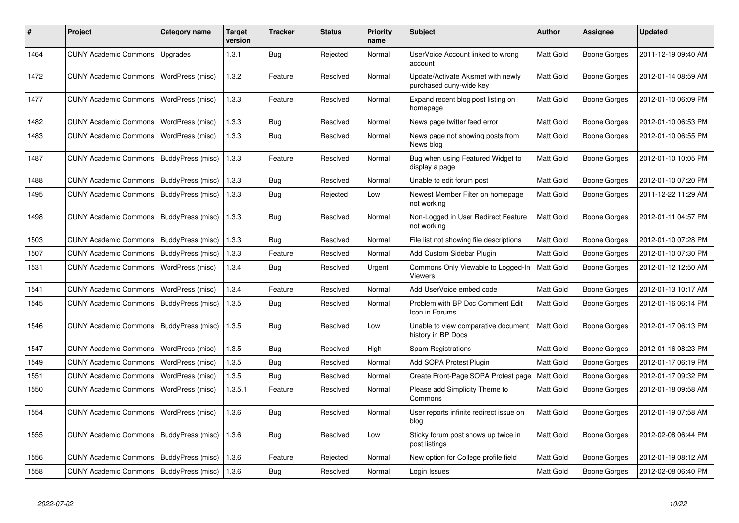| # | Project | Category name | Target version | Tracker | Status | Priority name | Subject | Author | Assignee | Updated |
|---|---|---|---|---|---|---|---|---|---|---|
| 1464 | CUNY Academic Commons | Upgrades | 1.3.1 | Bug | Rejected | Normal | UserVoice Account linked to wrong account | Matt Gold | Boone Gorges | 2011-12-19 09:40 AM |
| 1472 | CUNY Academic Commons | WordPress (misc) | 1.3.2 | Feature | Resolved | Normal | Update/Activate Akismet with newly purchased cuny-wide key | Matt Gold | Boone Gorges | 2012-01-14 08:59 AM |
| 1477 | CUNY Academic Commons | WordPress (misc) | 1.3.3 | Feature | Resolved | Normal | Expand recent blog post listing on homepage | Matt Gold | Boone Gorges | 2012-01-10 06:09 PM |
| 1482 | CUNY Academic Commons | WordPress (misc) | 1.3.3 | Bug | Resolved | Normal | News page twitter feed error | Matt Gold | Boone Gorges | 2012-01-10 06:53 PM |
| 1483 | CUNY Academic Commons | WordPress (misc) | 1.3.3 | Bug | Resolved | Normal | News page not showing posts from News blog | Matt Gold | Boone Gorges | 2012-01-10 06:55 PM |
| 1487 | CUNY Academic Commons | BuddyPress (misc) | 1.3.3 | Feature | Resolved | Normal | Bug when using Featured Widget to display a page | Matt Gold | Boone Gorges | 2012-01-10 10:05 PM |
| 1488 | CUNY Academic Commons | BuddyPress (misc) | 1.3.3 | Bug | Resolved | Normal | Unable to edit forum post | Matt Gold | Boone Gorges | 2012-01-10 07:20 PM |
| 1495 | CUNY Academic Commons | BuddyPress (misc) | 1.3.3 | Bug | Rejected | Low | Newest Member Filter on homepage not working | Matt Gold | Boone Gorges | 2011-12-22 11:29 AM |
| 1498 | CUNY Academic Commons | BuddyPress (misc) | 1.3.3 | Bug | Resolved | Normal | Non-Logged in User Redirect Feature not working | Matt Gold | Boone Gorges | 2012-01-11 04:57 PM |
| 1503 | CUNY Academic Commons | BuddyPress (misc) | 1.3.3 | Bug | Resolved | Normal | File list not showing file descriptions | Matt Gold | Boone Gorges | 2012-01-10 07:28 PM |
| 1507 | CUNY Academic Commons | BuddyPress (misc) | 1.3.3 | Feature | Resolved | Normal | Add Custom Sidebar Plugin | Matt Gold | Boone Gorges | 2012-01-10 07:30 PM |
| 1531 | CUNY Academic Commons | WordPress (misc) | 1.3.4 | Bug | Resolved | Urgent | Commons Only Viewable to Logged-In Viewers | Matt Gold | Boone Gorges | 2012-01-12 12:50 AM |
| 1541 | CUNY Academic Commons | WordPress (misc) | 1.3.4 | Feature | Resolved | Normal | Add UserVoice embed code | Matt Gold | Boone Gorges | 2012-01-13 10:17 AM |
| 1545 | CUNY Academic Commons | BuddyPress (misc) | 1.3.5 | Bug | Resolved | Normal | Problem with BP Doc Comment Edit Icon in Forums | Matt Gold | Boone Gorges | 2012-01-16 06:14 PM |
| 1546 | CUNY Academic Commons | BuddyPress (misc) | 1.3.5 | Bug | Resolved | Low | Unable to view comparative document history in BP Docs | Matt Gold | Boone Gorges | 2012-01-17 06:13 PM |
| 1547 | CUNY Academic Commons | WordPress (misc) | 1.3.5 | Bug | Resolved | High | Spam Registrations | Matt Gold | Boone Gorges | 2012-01-16 08:23 PM |
| 1549 | CUNY Academic Commons | WordPress (misc) | 1.3.5 | Bug | Resolved | Normal | Add SOPA Protest Plugin | Matt Gold | Boone Gorges | 2012-01-17 06:19 PM |
| 1551 | CUNY Academic Commons | WordPress (misc) | 1.3.5 | Bug | Resolved | Normal | Create Front-Page SOPA Protest page | Matt Gold | Boone Gorges | 2012-01-17 09:32 PM |
| 1550 | CUNY Academic Commons | WordPress (misc) | 1.3.5.1 | Feature | Resolved | Normal | Please add Simplicity Theme to Commons | Matt Gold | Boone Gorges | 2012-01-18 09:58 AM |
| 1554 | CUNY Academic Commons | WordPress (misc) | 1.3.6 | Bug | Resolved | Normal | User reports infinite redirect issue on blog | Matt Gold | Boone Gorges | 2012-01-19 07:58 AM |
| 1555 | CUNY Academic Commons | BuddyPress (misc) | 1.3.6 | Bug | Resolved | Low | Sticky forum post shows up twice in post listings | Matt Gold | Boone Gorges | 2012-02-08 06:44 PM |
| 1556 | CUNY Academic Commons | BuddyPress (misc) | 1.3.6 | Feature | Rejected | Normal | New option for College profile field | Matt Gold | Boone Gorges | 2012-01-19 08:12 AM |
| 1558 | CUNY Academic Commons | BuddyPress (misc) | 1.3.6 | Bug | Resolved | Normal | Login Issues | Matt Gold | Boone Gorges | 2012-02-08 06:40 PM |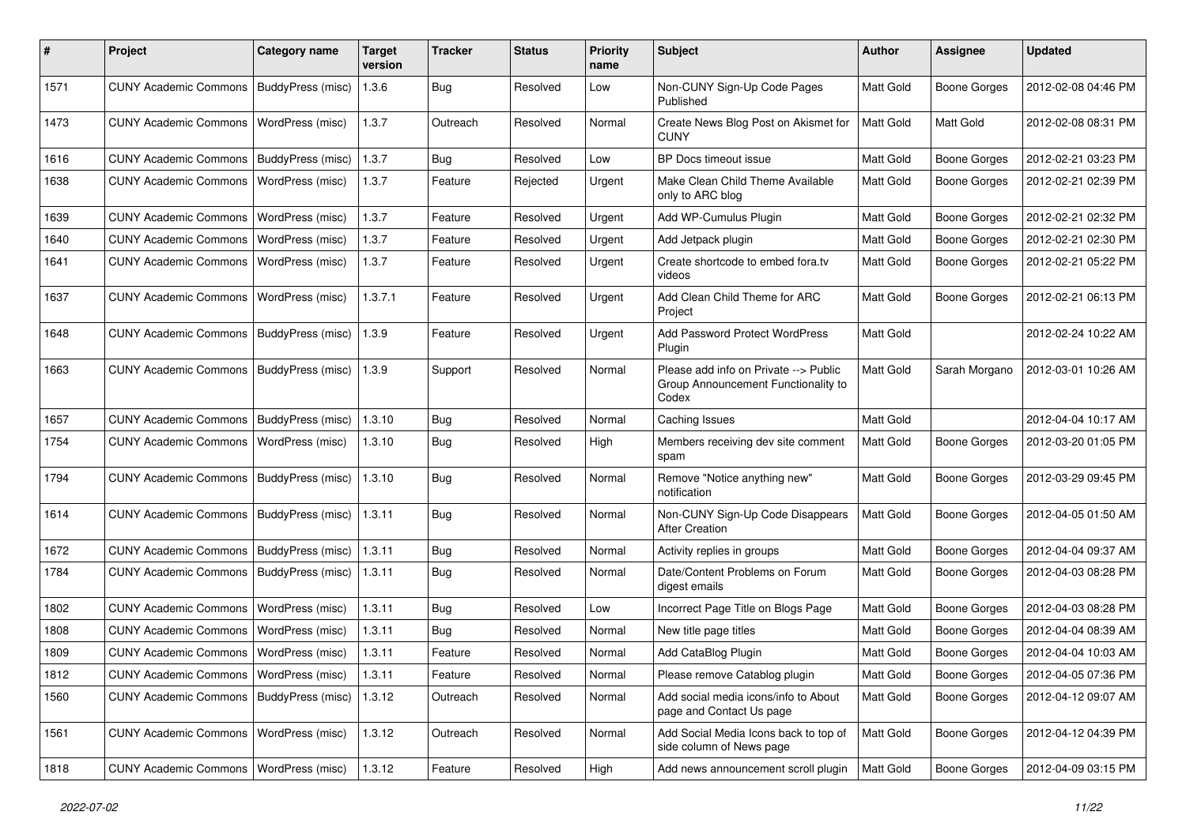| # | Project | Category name | Target version | Tracker | Status | Priority name | Subject | Author | Assignee | Updated |
|---|---|---|---|---|---|---|---|---|---|---|
| 1571 | CUNY Academic Commons | BuddyPress (misc) | 1.3.6 | Bug | Resolved | Low | Non-CUNY Sign-Up Code Pages Published | Matt Gold | Boone Gorges | 2012-02-08 04:46 PM |
| 1473 | CUNY Academic Commons | WordPress (misc) | 1.3.7 | Outreach | Resolved | Normal | Create News Blog Post on Akismet for CUNY | Matt Gold | Matt Gold | 2012-02-08 08:31 PM |
| 1616 | CUNY Academic Commons | BuddyPress (misc) | 1.3.7 | Bug | Resolved | Low | BP Docs timeout issue | Matt Gold | Boone Gorges | 2012-02-21 03:23 PM |
| 1638 | CUNY Academic Commons | WordPress (misc) | 1.3.7 | Feature | Rejected | Urgent | Make Clean Child Theme Available only to ARC blog | Matt Gold | Boone Gorges | 2012-02-21 02:39 PM |
| 1639 | CUNY Academic Commons | WordPress (misc) | 1.3.7 | Feature | Resolved | Urgent | Add WP-Cumulus Plugin | Matt Gold | Boone Gorges | 2012-02-21 02:32 PM |
| 1640 | CUNY Academic Commons | WordPress (misc) | 1.3.7 | Feature | Resolved | Urgent | Add Jetpack plugin | Matt Gold | Boone Gorges | 2012-02-21 02:30 PM |
| 1641 | CUNY Academic Commons | WordPress (misc) | 1.3.7 | Feature | Resolved | Urgent | Create shortcode to embed fora.tv videos | Matt Gold | Boone Gorges | 2012-02-21 05:22 PM |
| 1637 | CUNY Academic Commons | WordPress (misc) | 1.3.7.1 | Feature | Resolved | Urgent | Add Clean Child Theme for ARC Project | Matt Gold | Boone Gorges | 2012-02-21 06:13 PM |
| 1648 | CUNY Academic Commons | BuddyPress (misc) | 1.3.9 | Feature | Resolved | Urgent | Add Password Protect WordPress Plugin | Matt Gold | | 2012-02-24 10:22 AM |
| 1663 | CUNY Academic Commons | BuddyPress (misc) | 1.3.9 | Support | Resolved | Normal | Please add info on Private --> Public Group Announcement Functionality to Codex | Matt Gold | Sarah Morgano | 2012-03-01 10:26 AM |
| 1657 | CUNY Academic Commons | BuddyPress (misc) | 1.3.10 | Bug | Resolved | Normal | Caching Issues | Matt Gold | | 2012-04-04 10:17 AM |
| 1754 | CUNY Academic Commons | WordPress (misc) | 1.3.10 | Bug | Resolved | High | Members receiving dev site comment spam | Matt Gold | Boone Gorges | 2012-03-20 01:05 PM |
| 1794 | CUNY Academic Commons | BuddyPress (misc) | 1.3.10 | Bug | Resolved | Normal | Remove "Notice anything new" notification | Matt Gold | Boone Gorges | 2012-03-29 09:45 PM |
| 1614 | CUNY Academic Commons | BuddyPress (misc) | 1.3.11 | Bug | Resolved | Normal | Non-CUNY Sign-Up Code Disappears After Creation | Matt Gold | Boone Gorges | 2012-04-05 01:50 AM |
| 1672 | CUNY Academic Commons | BuddyPress (misc) | 1.3.11 | Bug | Resolved | Normal | Activity replies in groups | Matt Gold | Boone Gorges | 2012-04-04 09:37 AM |
| 1784 | CUNY Academic Commons | BuddyPress (misc) | 1.3.11 | Bug | Resolved | Normal | Date/Content Problems on Forum digest emails | Matt Gold | Boone Gorges | 2012-04-03 08:28 PM |
| 1802 | CUNY Academic Commons | WordPress (misc) | 1.3.11 | Bug | Resolved | Low | Incorrect Page Title on Blogs Page | Matt Gold | Boone Gorges | 2012-04-03 08:28 PM |
| 1808 | CUNY Academic Commons | WordPress (misc) | 1.3.11 | Bug | Resolved | Normal | New title page titles | Matt Gold | Boone Gorges | 2012-04-04 08:39 AM |
| 1809 | CUNY Academic Commons | WordPress (misc) | 1.3.11 | Feature | Resolved | Normal | Add CataBlog Plugin | Matt Gold | Boone Gorges | 2012-04-04 10:03 AM |
| 1812 | CUNY Academic Commons | WordPress (misc) | 1.3.11 | Feature | Resolved | Normal | Please remove Catablog plugin | Matt Gold | Boone Gorges | 2012-04-05 07:36 PM |
| 1560 | CUNY Academic Commons | BuddyPress (misc) | 1.3.12 | Outreach | Resolved | Normal | Add social media icons/info to About page and Contact Us page | Matt Gold | Boone Gorges | 2012-04-12 09:07 AM |
| 1561 | CUNY Academic Commons | WordPress (misc) | 1.3.12 | Outreach | Resolved | Normal | Add Social Media Icons back to top of side column of News page | Matt Gold | Boone Gorges | 2012-04-12 04:39 PM |
| 1818 | CUNY Academic Commons | WordPress (misc) | 1.3.12 | Feature | Resolved | High | Add news announcement scroll plugin | Matt Gold | Boone Gorges | 2012-04-09 03:15 PM |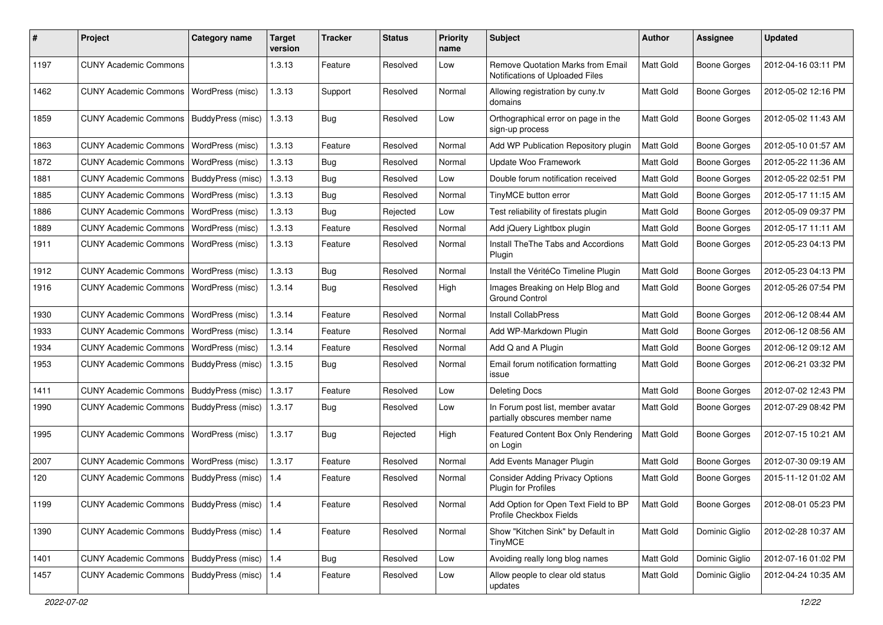| # | Project | Category name | Target version | Tracker | Status | Priority name | Subject | Author | Assignee | Updated |
|---|---|---|---|---|---|---|---|---|---|---|
| 1197 | CUNY Academic Commons | | 1.3.13 | Feature | Resolved | Low | Remove Quotation Marks from Email Notifications of Uploaded Files | Matt Gold | Boone Gorges | 2012-04-16 03:11 PM |
| 1462 | CUNY Academic Commons | WordPress (misc) | 1.3.13 | Support | Resolved | Normal | Allowing registration by cuny.tv domains | Matt Gold | Boone Gorges | 2012-05-02 12:16 PM |
| 1859 | CUNY Academic Commons | BuddyPress (misc) | 1.3.13 | Bug | Resolved | Low | Orthographical error on page in the sign-up process | Matt Gold | Boone Gorges | 2012-05-02 11:43 AM |
| 1863 | CUNY Academic Commons | WordPress (misc) | 1.3.13 | Feature | Resolved | Normal | Add WP Publication Repository plugin | Matt Gold | Boone Gorges | 2012-05-10 01:57 AM |
| 1872 | CUNY Academic Commons | WordPress (misc) | 1.3.13 | Bug | Resolved | Normal | Update Woo Framework | Matt Gold | Boone Gorges | 2012-05-22 11:36 AM |
| 1881 | CUNY Academic Commons | BuddyPress (misc) | 1.3.13 | Bug | Resolved | Low | Double forum notification received | Matt Gold | Boone Gorges | 2012-05-22 02:51 PM |
| 1885 | CUNY Academic Commons | WordPress (misc) | 1.3.13 | Bug | Resolved | Normal | TinyMCE button error | Matt Gold | Boone Gorges | 2012-05-17 11:15 AM |
| 1886 | CUNY Academic Commons | WordPress (misc) | 1.3.13 | Bug | Rejected | Low | Test reliability of firestats plugin | Matt Gold | Boone Gorges | 2012-05-09 09:37 PM |
| 1889 | CUNY Academic Commons | WordPress (misc) | 1.3.13 | Feature | Resolved | Normal | Add jQuery Lightbox plugin | Matt Gold | Boone Gorges | 2012-05-17 11:11 AM |
| 1911 | CUNY Academic Commons | WordPress (misc) | 1.3.13 | Feature | Resolved | Normal | Install TheThe Tabs and Accordions Plugin | Matt Gold | Boone Gorges | 2012-05-23 04:13 PM |
| 1912 | CUNY Academic Commons | WordPress (misc) | 1.3.13 | Bug | Resolved | Normal | Install the VéritéCo Timeline Plugin | Matt Gold | Boone Gorges | 2012-05-23 04:13 PM |
| 1916 | CUNY Academic Commons | WordPress (misc) | 1.3.14 | Bug | Resolved | High | Images Breaking on Help Blog and Ground Control | Matt Gold | Boone Gorges | 2012-05-26 07:54 PM |
| 1930 | CUNY Academic Commons | WordPress (misc) | 1.3.14 | Feature | Resolved | Normal | Install CollabPress | Matt Gold | Boone Gorges | 2012-06-12 08:44 AM |
| 1933 | CUNY Academic Commons | WordPress (misc) | 1.3.14 | Feature | Resolved | Normal | Add WP-Markdown Plugin | Matt Gold | Boone Gorges | 2012-06-12 08:56 AM |
| 1934 | CUNY Academic Commons | WordPress (misc) | 1.3.14 | Feature | Resolved | Normal | Add Q and A Plugin | Matt Gold | Boone Gorges | 2012-06-12 09:12 AM |
| 1953 | CUNY Academic Commons | BuddyPress (misc) | 1.3.15 | Bug | Resolved | Normal | Email forum notification formatting issue | Matt Gold | Boone Gorges | 2012-06-21 03:32 PM |
| 1411 | CUNY Academic Commons | BuddyPress (misc) | 1.3.17 | Feature | Resolved | Low | Deleting Docs | Matt Gold | Boone Gorges | 2012-07-02 12:43 PM |
| 1990 | CUNY Academic Commons | BuddyPress (misc) | 1.3.17 | Bug | Resolved | Low | In Forum post list, member avatar partially obscures member name | Matt Gold | Boone Gorges | 2012-07-29 08:42 PM |
| 1995 | CUNY Academic Commons | WordPress (misc) | 1.3.17 | Bug | Rejected | High | Featured Content Box Only Rendering on Login | Matt Gold | Boone Gorges | 2012-07-15 10:21 AM |
| 2007 | CUNY Academic Commons | WordPress (misc) | 1.3.17 | Feature | Resolved | Normal | Add Events Manager Plugin | Matt Gold | Boone Gorges | 2012-07-30 09:19 AM |
| 120 | CUNY Academic Commons | BuddyPress (misc) | 1.4 | Feature | Resolved | Normal | Consider Adding Privacy Options Plugin for Profiles | Matt Gold | Boone Gorges | 2015-11-12 01:02 AM |
| 1199 | CUNY Academic Commons | BuddyPress (misc) | 1.4 | Feature | Resolved | Normal | Add Option for Open Text Field to BP Profile Checkbox Fields | Matt Gold | Boone Gorges | 2012-08-01 05:23 PM |
| 1390 | CUNY Academic Commons | BuddyPress (misc) | 1.4 | Feature | Resolved | Normal | Show "Kitchen Sink" by Default in TinyMCE | Matt Gold | Dominic Giglio | 2012-02-28 10:37 AM |
| 1401 | CUNY Academic Commons | BuddyPress (misc) | 1.4 | Bug | Resolved | Low | Avoiding really long blog names | Matt Gold | Dominic Giglio | 2012-07-16 01:02 PM |
| 1457 | CUNY Academic Commons | BuddyPress (misc) | 1.4 | Feature | Resolved | Low | Allow people to clear old status updates | Matt Gold | Dominic Giglio | 2012-04-24 10:35 AM |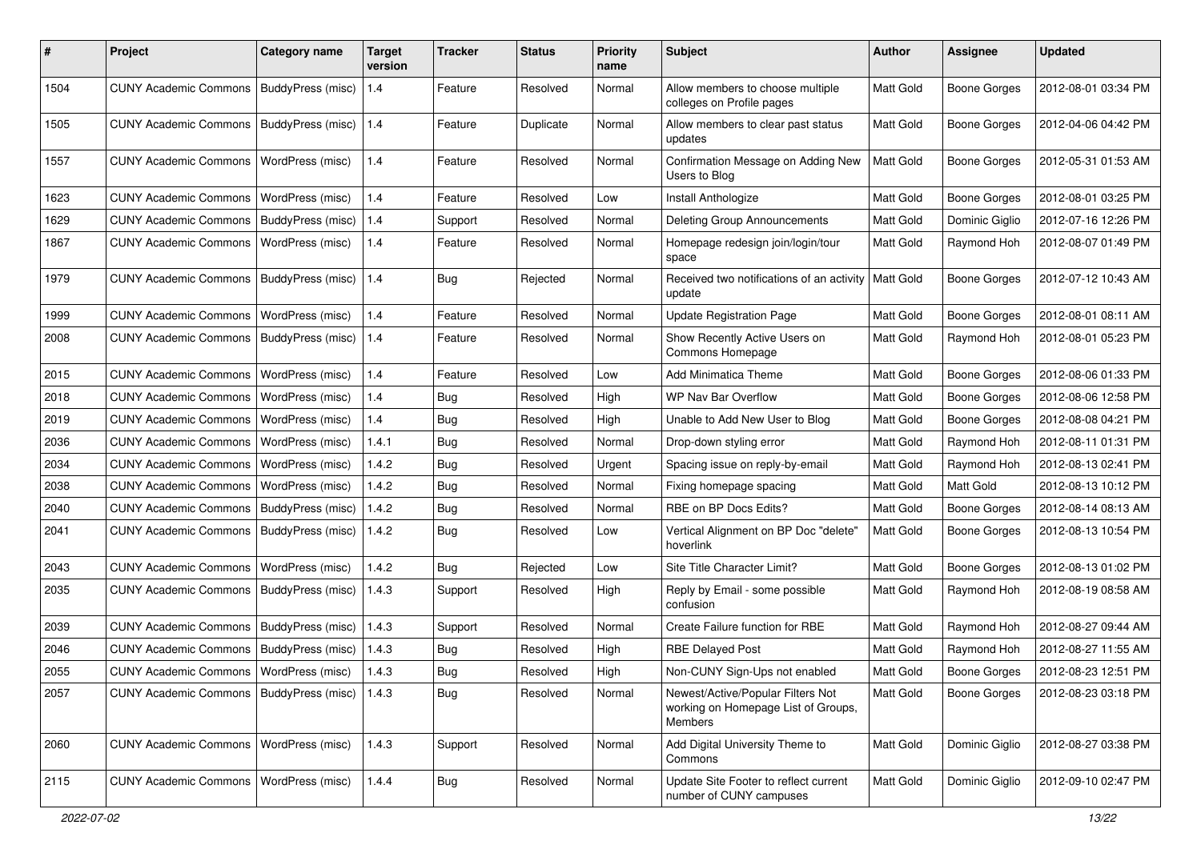| # | Project | Category name | Target version | Tracker | Status | Priority name | Subject | Author | Assignee | Updated |
|---|---|---|---|---|---|---|---|---|---|---|
| 1504 | CUNY Academic Commons | BuddyPress (misc) | 1.4 | Feature | Resolved | Normal | Allow members to choose multiple colleges on Profile pages | Matt Gold | Boone Gorges | 2012-08-01 03:34 PM |
| 1505 | CUNY Academic Commons | BuddyPress (misc) | 1.4 | Feature | Duplicate | Normal | Allow members to clear past status updates | Matt Gold | Boone Gorges | 2012-04-06 04:42 PM |
| 1557 | CUNY Academic Commons | WordPress (misc) | 1.4 | Feature | Resolved | Normal | Confirmation Message on Adding New Users to Blog | Matt Gold | Boone Gorges | 2012-05-31 01:53 AM |
| 1623 | CUNY Academic Commons | WordPress (misc) | 1.4 | Feature | Resolved | Low | Install Anthologize | Matt Gold | Boone Gorges | 2012-08-01 03:25 PM |
| 1629 | CUNY Academic Commons | BuddyPress (misc) | 1.4 | Support | Resolved | Normal | Deleting Group Announcements | Matt Gold | Dominic Giglio | 2012-07-16 12:26 PM |
| 1867 | CUNY Academic Commons | WordPress (misc) | 1.4 | Feature | Resolved | Normal | Homepage redesign join/login/tour space | Matt Gold | Raymond Hoh | 2012-08-07 01:49 PM |
| 1979 | CUNY Academic Commons | BuddyPress (misc) | 1.4 | Bug | Rejected | Normal | Received two notifications of an activity update | Matt Gold | Boone Gorges | 2012-07-12 10:43 AM |
| 1999 | CUNY Academic Commons | WordPress (misc) | 1.4 | Feature | Resolved | Normal | Update Registration Page | Matt Gold | Boone Gorges | 2012-08-01 08:11 AM |
| 2008 | CUNY Academic Commons | BuddyPress (misc) | 1.4 | Feature | Resolved | Normal | Show Recently Active Users on Commons Homepage | Matt Gold | Raymond Hoh | 2012-08-01 05:23 PM |
| 2015 | CUNY Academic Commons | WordPress (misc) | 1.4 | Feature | Resolved | Low | Add Minimatica Theme | Matt Gold | Boone Gorges | 2012-08-06 01:33 PM |
| 2018 | CUNY Academic Commons | WordPress (misc) | 1.4 | Bug | Resolved | High | WP Nav Bar Overflow | Matt Gold | Boone Gorges | 2012-08-06 12:58 PM |
| 2019 | CUNY Academic Commons | WordPress (misc) | 1.4 | Bug | Resolved | High | Unable to Add New User to Blog | Matt Gold | Boone Gorges | 2012-08-08 04:21 PM |
| 2036 | CUNY Academic Commons | WordPress (misc) | 1.4.1 | Bug | Resolved | Normal | Drop-down styling error | Matt Gold | Raymond Hoh | 2012-08-11 01:31 PM |
| 2034 | CUNY Academic Commons | WordPress (misc) | 1.4.2 | Bug | Resolved | Urgent | Spacing issue on reply-by-email | Matt Gold | Raymond Hoh | 2012-08-13 02:41 PM |
| 2038 | CUNY Academic Commons | WordPress (misc) | 1.4.2 | Bug | Resolved | Normal | Fixing homepage spacing | Matt Gold | Matt Gold | 2012-08-13 10:12 PM |
| 2040 | CUNY Academic Commons | BuddyPress (misc) | 1.4.2 | Bug | Resolved | Normal | RBE on BP Docs Edits? | Matt Gold | Boone Gorges | 2012-08-14 08:13 AM |
| 2041 | CUNY Academic Commons | BuddyPress (misc) | 1.4.2 | Bug | Resolved | Low | Vertical Alignment on BP Doc "delete" hoverlink | Matt Gold | Boone Gorges | 2012-08-13 10:54 PM |
| 2043 | CUNY Academic Commons | WordPress (misc) | 1.4.2 | Bug | Rejected | Low | Site Title Character Limit? | Matt Gold | Boone Gorges | 2012-08-13 01:02 PM |
| 2035 | CUNY Academic Commons | BuddyPress (misc) | 1.4.3 | Support | Resolved | High | Reply by Email - some possible confusion | Matt Gold | Raymond Hoh | 2012-08-19 08:58 AM |
| 2039 | CUNY Academic Commons | BuddyPress (misc) | 1.4.3 | Support | Resolved | Normal | Create Failure function for RBE | Matt Gold | Raymond Hoh | 2012-08-27 09:44 AM |
| 2046 | CUNY Academic Commons | BuddyPress (misc) | 1.4.3 | Bug | Resolved | High | RBE Delayed Post | Matt Gold | Raymond Hoh | 2012-08-27 11:55 AM |
| 2055 | CUNY Academic Commons | WordPress (misc) | 1.4.3 | Bug | Resolved | High | Non-CUNY Sign-Ups not enabled | Matt Gold | Boone Gorges | 2012-08-23 12:51 PM |
| 2057 | CUNY Academic Commons | BuddyPress (misc) | 1.4.3 | Bug | Resolved | Normal | Newest/Active/Popular Filters Not working on Homepage List of Groups, Members | Matt Gold | Boone Gorges | 2012-08-23 03:18 PM |
| 2060 | CUNY Academic Commons | WordPress (misc) | 1.4.3 | Support | Resolved | Normal | Add Digital University Theme to Commons | Matt Gold | Dominic Giglio | 2012-08-27 03:38 PM |
| 2115 | CUNY Academic Commons | WordPress (misc) | 1.4.4 | Bug | Resolved | Normal | Update Site Footer to reflect current number of CUNY campuses | Matt Gold | Dominic Giglio | 2012-09-10 02:47 PM |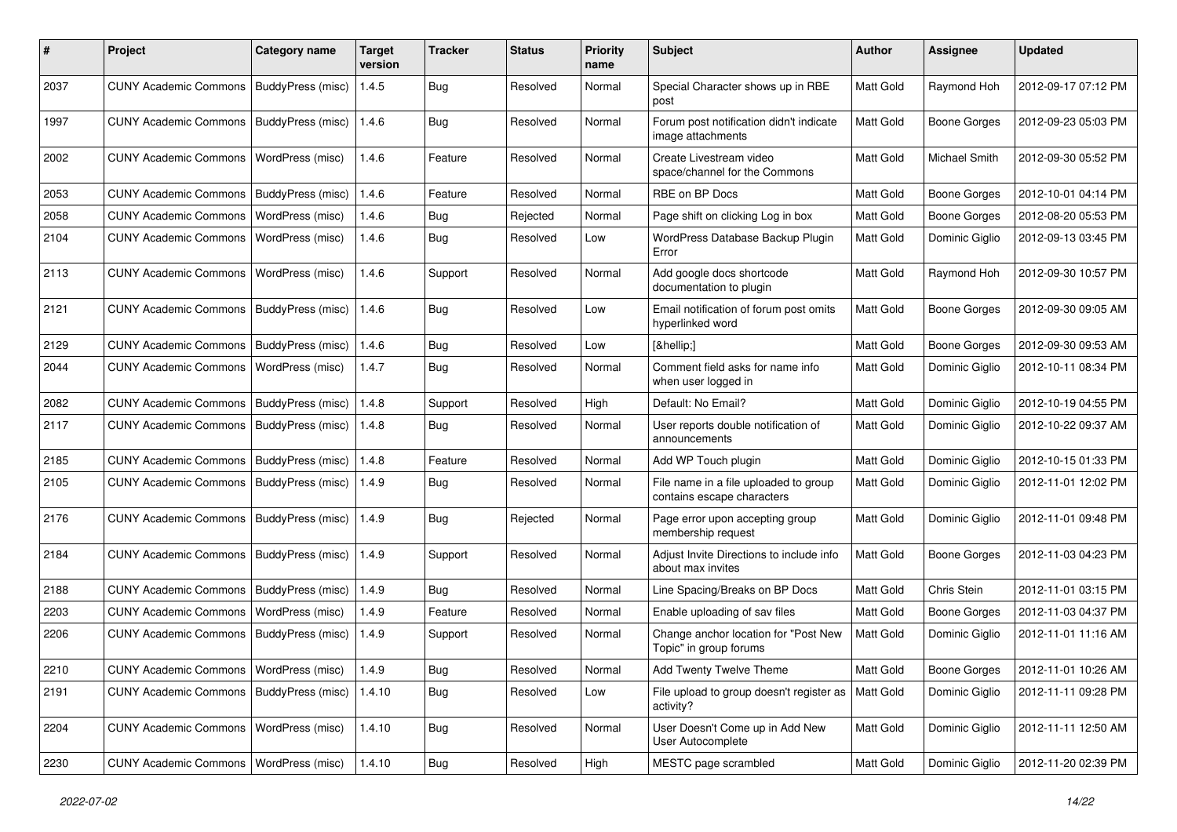| # | Project | Category name | Target version | Tracker | Status | Priority name | Subject | Author | Assignee | Updated |
|---|---|---|---|---|---|---|---|---|---|---|
| 2037 | CUNY Academic Commons | BuddyPress (misc) | 1.4.5 | Bug | Resolved | Normal | Special Character shows up in RBE post | Matt Gold | Raymond Hoh | 2012-09-17 07:12 PM |
| 1997 | CUNY Academic Commons | BuddyPress (misc) | 1.4.6 | Bug | Resolved | Normal | Forum post notification didn't indicate image attachments | Matt Gold | Boone Gorges | 2012-09-23 05:03 PM |
| 2002 | CUNY Academic Commons | WordPress (misc) | 1.4.6 | Feature | Resolved | Normal | Create Livestream video space/channel for the Commons | Matt Gold | Michael Smith | 2012-09-30 05:52 PM |
| 2053 | CUNY Academic Commons | BuddyPress (misc) | 1.4.6 | Feature | Resolved | Normal | RBE on BP Docs | Matt Gold | Boone Gorges | 2012-10-01 04:14 PM |
| 2058 | CUNY Academic Commons | WordPress (misc) | 1.4.6 | Bug | Rejected | Normal | Page shift on clicking Log in box | Matt Gold | Boone Gorges | 2012-08-20 05:53 PM |
| 2104 | CUNY Academic Commons | WordPress (misc) | 1.4.6 | Bug | Resolved | Low | WordPress Database Backup Plugin Error | Matt Gold | Dominic Giglio | 2012-09-13 03:45 PM |
| 2113 | CUNY Academic Commons | WordPress (misc) | 1.4.6 | Support | Resolved | Normal | Add google docs shortcode documentation to plugin | Matt Gold | Raymond Hoh | 2012-09-30 10:57 PM |
| 2121 | CUNY Academic Commons | BuddyPress (misc) | 1.4.6 | Bug | Resolved | Low | Email notification of forum post omits hyperlinked word | Matt Gold | Boone Gorges | 2012-09-30 09:05 AM |
| 2129 | CUNY Academic Commons | BuddyPress (misc) | 1.4.6 | Bug | Resolved | Low | [&hellip;] | Matt Gold | Boone Gorges | 2012-09-30 09:53 AM |
| 2044 | CUNY Academic Commons | WordPress (misc) | 1.4.7 | Bug | Resolved | Normal | Comment field asks for name info when user logged in | Matt Gold | Dominic Giglio | 2012-10-11 08:34 PM |
| 2082 | CUNY Academic Commons | BuddyPress (misc) | 1.4.8 | Support | Resolved | High | Default: No Email? | Matt Gold | Dominic Giglio | 2012-10-19 04:55 PM |
| 2117 | CUNY Academic Commons | BuddyPress (misc) | 1.4.8 | Bug | Resolved | Normal | User reports double notification of announcements | Matt Gold | Dominic Giglio | 2012-10-22 09:37 AM |
| 2185 | CUNY Academic Commons | BuddyPress (misc) | 1.4.8 | Feature | Resolved | Normal | Add WP Touch plugin | Matt Gold | Dominic Giglio | 2012-10-15 01:33 PM |
| 2105 | CUNY Academic Commons | BuddyPress (misc) | 1.4.9 | Bug | Resolved | Normal | File name in a file uploaded to group contains escape characters | Matt Gold | Dominic Giglio | 2012-11-01 12:02 PM |
| 2176 | CUNY Academic Commons | BuddyPress (misc) | 1.4.9 | Bug | Rejected | Normal | Page error upon accepting group membership request | Matt Gold | Dominic Giglio | 2012-11-01 09:48 PM |
| 2184 | CUNY Academic Commons | BuddyPress (misc) | 1.4.9 | Support | Resolved | Normal | Adjust Invite Directions to include info about max invites | Matt Gold | Boone Gorges | 2012-11-03 04:23 PM |
| 2188 | CUNY Academic Commons | BuddyPress (misc) | 1.4.9 | Bug | Resolved | Normal | Line Spacing/Breaks on BP Docs | Matt Gold | Chris Stein | 2012-11-01 03:15 PM |
| 2203 | CUNY Academic Commons | WordPress (misc) | 1.4.9 | Feature | Resolved | Normal | Enable uploading of sav files | Matt Gold | Boone Gorges | 2012-11-03 04:37 PM |
| 2206 | CUNY Academic Commons | BuddyPress (misc) | 1.4.9 | Support | Resolved | Normal | Change anchor location for "Post New Topic" in group forums | Matt Gold | Dominic Giglio | 2012-11-01 11:16 AM |
| 2210 | CUNY Academic Commons | WordPress (misc) | 1.4.9 | Bug | Resolved | Normal | Add Twenty Twelve Theme | Matt Gold | Boone Gorges | 2012-11-01 10:26 AM |
| 2191 | CUNY Academic Commons | BuddyPress (misc) | 1.4.10 | Bug | Resolved | Low | File upload to group doesn't register as activity? | Matt Gold | Dominic Giglio | 2012-11-11 09:28 PM |
| 2204 | CUNY Academic Commons | WordPress (misc) | 1.4.10 | Bug | Resolved | Normal | User Doesn't Come up in Add New User Autocomplete | Matt Gold | Dominic Giglio | 2012-11-11 12:50 AM |
| 2230 | CUNY Academic Commons | WordPress (misc) | 1.4.10 | Bug | Resolved | High | MESTC page scrambled | Matt Gold | Dominic Giglio | 2012-11-20 02:39 PM |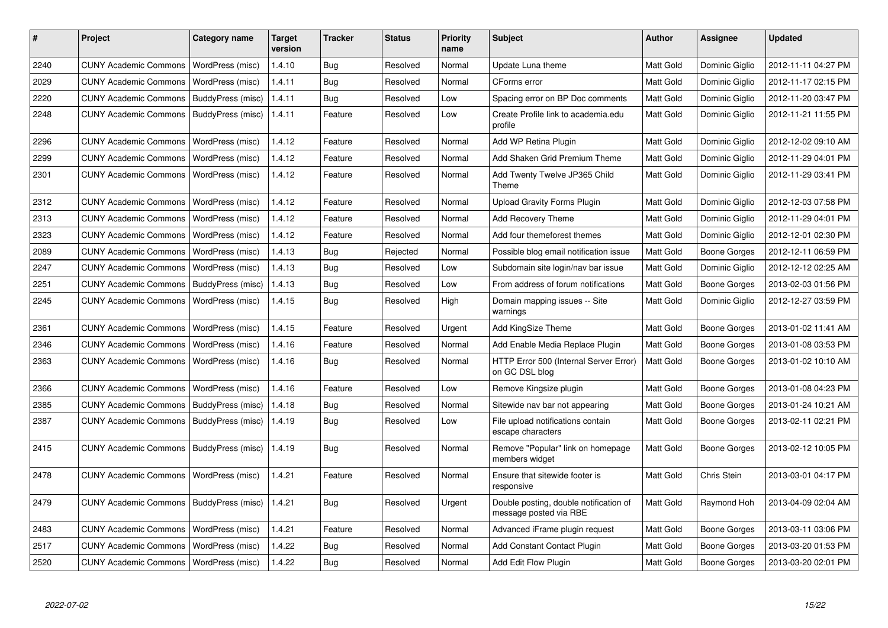| # | Project | Category name | Target version | Tracker | Status | Priority name | Subject | Author | Assignee | Updated |
|---|---|---|---|---|---|---|---|---|---|---|
| 2240 | CUNY Academic Commons | WordPress (misc) | 1.4.10 | Bug | Resolved | Normal | Update Luna theme | Matt Gold | Dominic Giglio | 2012-11-11 04:27 PM |
| 2029 | CUNY Academic Commons | WordPress (misc) | 1.4.11 | Bug | Resolved | Normal | CForms error | Matt Gold | Dominic Giglio | 2012-11-17 02:15 PM |
| 2220 | CUNY Academic Commons | BuddyPress (misc) | 1.4.11 | Bug | Resolved | Low | Spacing error on BP Doc comments | Matt Gold | Dominic Giglio | 2012-11-20 03:47 PM |
| 2248 | CUNY Academic Commons | BuddyPress (misc) | 1.4.11 | Feature | Resolved | Low | Create Profile link to academia.edu profile | Matt Gold | Dominic Giglio | 2012-11-21 11:55 PM |
| 2296 | CUNY Academic Commons | WordPress (misc) | 1.4.12 | Feature | Resolved | Normal | Add WP Retina Plugin | Matt Gold | Dominic Giglio | 2012-12-02 09:10 AM |
| 2299 | CUNY Academic Commons | WordPress (misc) | 1.4.12 | Feature | Resolved | Normal | Add Shaken Grid Premium Theme | Matt Gold | Dominic Giglio | 2012-11-29 04:01 PM |
| 2301 | CUNY Academic Commons | WordPress (misc) | 1.4.12 | Feature | Resolved | Normal | Add Twenty Twelve JP365 Child Theme | Matt Gold | Dominic Giglio | 2012-11-29 03:41 PM |
| 2312 | CUNY Academic Commons | WordPress (misc) | 1.4.12 | Feature | Resolved | Normal | Upload Gravity Forms Plugin | Matt Gold | Dominic Giglio | 2012-12-03 07:58 PM |
| 2313 | CUNY Academic Commons | WordPress (misc) | 1.4.12 | Feature | Resolved | Normal | Add Recovery Theme | Matt Gold | Dominic Giglio | 2012-11-29 04:01 PM |
| 2323 | CUNY Academic Commons | WordPress (misc) | 1.4.12 | Feature | Resolved | Normal | Add four themeforest themes | Matt Gold | Dominic Giglio | 2012-12-01 02:30 PM |
| 2089 | CUNY Academic Commons | WordPress (misc) | 1.4.13 | Bug | Rejected | Normal | Possible blog email notification issue | Matt Gold | Boone Gorges | 2012-12-11 06:59 PM |
| 2247 | CUNY Academic Commons | WordPress (misc) | 1.4.13 | Bug | Resolved | Low | Subdomain site login/nav bar issue | Matt Gold | Dominic Giglio | 2012-12-12 02:25 AM |
| 2251 | CUNY Academic Commons | BuddyPress (misc) | 1.4.13 | Bug | Resolved | Low | From address of forum notifications | Matt Gold | Boone Gorges | 2013-02-03 01:56 PM |
| 2245 | CUNY Academic Commons | WordPress (misc) | 1.4.15 | Bug | Resolved | High | Domain mapping issues -- Site warnings | Matt Gold | Dominic Giglio | 2012-12-27 03:59 PM |
| 2361 | CUNY Academic Commons | WordPress (misc) | 1.4.15 | Feature | Resolved | Urgent | Add KingSize Theme | Matt Gold | Boone Gorges | 2013-01-02 11:41 AM |
| 2346 | CUNY Academic Commons | WordPress (misc) | 1.4.16 | Feature | Resolved | Normal | Add Enable Media Replace Plugin | Matt Gold | Boone Gorges | 2013-01-08 03:53 PM |
| 2363 | CUNY Academic Commons | WordPress (misc) | 1.4.16 | Bug | Resolved | Normal | HTTP Error 500 (Internal Server Error) on GC DSL blog | Matt Gold | Boone Gorges | 2013-01-02 10:10 AM |
| 2366 | CUNY Academic Commons | WordPress (misc) | 1.4.16 | Feature | Resolved | Low | Remove Kingsize plugin | Matt Gold | Boone Gorges | 2013-01-08 04:23 PM |
| 2385 | CUNY Academic Commons | BuddyPress (misc) | 1.4.18 | Bug | Resolved | Normal | Sitewide nav bar not appearing | Matt Gold | Boone Gorges | 2013-01-24 10:21 AM |
| 2387 | CUNY Academic Commons | BuddyPress (misc) | 1.4.19 | Bug | Resolved | Low | File upload notifications contain escape characters | Matt Gold | Boone Gorges | 2013-02-11 02:21 PM |
| 2415 | CUNY Academic Commons | BuddyPress (misc) | 1.4.19 | Bug | Resolved | Normal | Remove "Popular" link on homepage members widget | Matt Gold | Boone Gorges | 2013-02-12 10:05 PM |
| 2478 | CUNY Academic Commons | WordPress (misc) | 1.4.21 | Feature | Resolved | Normal | Ensure that sitewide footer is responsive | Matt Gold | Chris Stein | 2013-03-01 04:17 PM |
| 2479 | CUNY Academic Commons | BuddyPress (misc) | 1.4.21 | Bug | Resolved | Urgent | Double posting, double notification of message posted via RBE | Matt Gold | Raymond Hoh | 2013-04-09 02:04 AM |
| 2483 | CUNY Academic Commons | WordPress (misc) | 1.4.21 | Feature | Resolved | Normal | Advanced iFrame plugin request | Matt Gold | Boone Gorges | 2013-03-11 03:06 PM |
| 2517 | CUNY Academic Commons | WordPress (misc) | 1.4.22 | Bug | Resolved | Normal | Add Constant Contact Plugin | Matt Gold | Boone Gorges | 2013-03-20 01:53 PM |
| 2520 | CUNY Academic Commons | WordPress (misc) | 1.4.22 | Bug | Resolved | Normal | Add Edit Flow Plugin | Matt Gold | Boone Gorges | 2013-03-20 02:01 PM |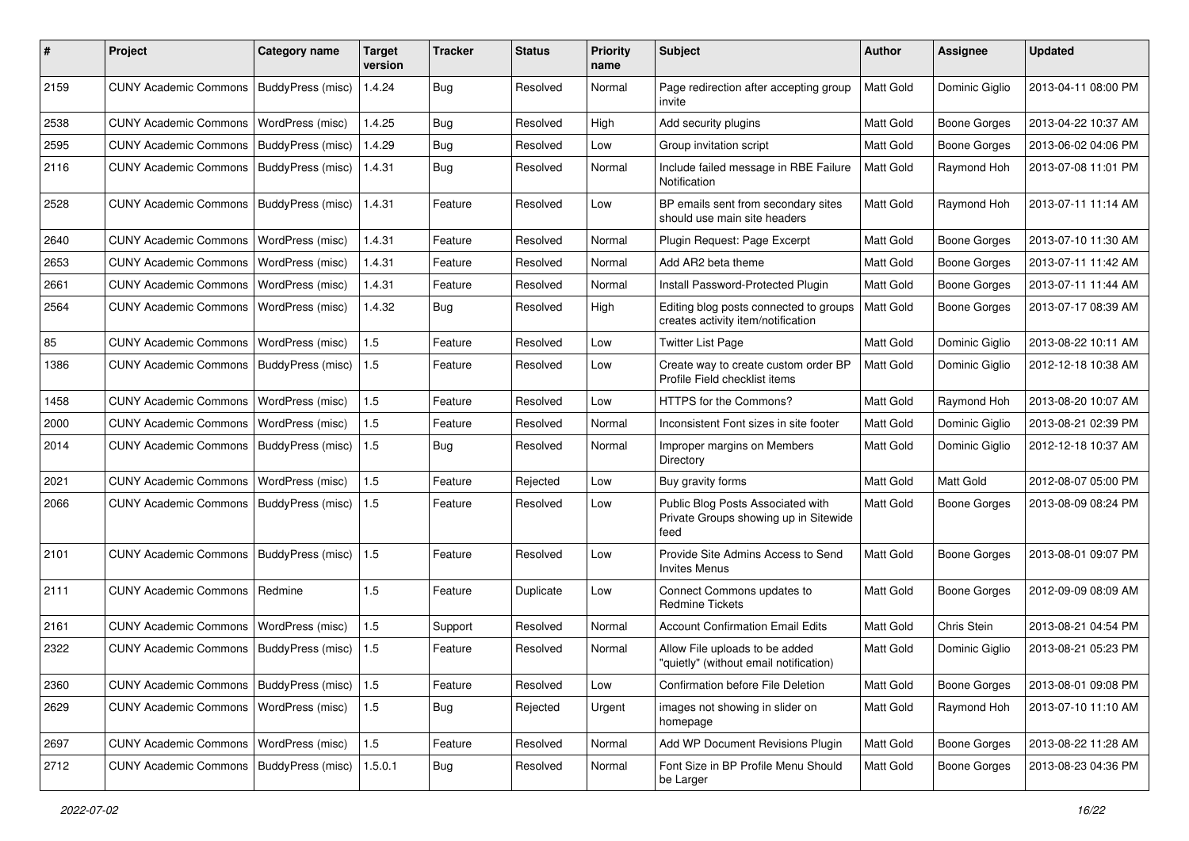| # | Project | Category name | Target version | Tracker | Status | Priority name | Subject | Author | Assignee | Updated |
|---|---|---|---|---|---|---|---|---|---|---|
| 2159 | CUNY Academic Commons | BuddyPress (misc) | 1.4.24 | Bug | Resolved | Normal | Page redirection after accepting group invite | Matt Gold | Dominic Giglio | 2013-04-11 08:00 PM |
| 2538 | CUNY Academic Commons | WordPress (misc) | 1.4.25 | Bug | Resolved | High | Add security plugins | Matt Gold | Boone Gorges | 2013-04-22 10:37 AM |
| 2595 | CUNY Academic Commons | BuddyPress (misc) | 1.4.29 | Bug | Resolved | Low | Group invitation script | Matt Gold | Boone Gorges | 2013-06-02 04:06 PM |
| 2116 | CUNY Academic Commons | BuddyPress (misc) | 1.4.31 | Bug | Resolved | Normal | Include failed message in RBE Failure Notification | Matt Gold | Raymond Hoh | 2013-07-08 11:01 PM |
| 2528 | CUNY Academic Commons | BuddyPress (misc) | 1.4.31 | Feature | Resolved | Low | BP emails sent from secondary sites should use main site headers | Matt Gold | Raymond Hoh | 2013-07-11 11:14 AM |
| 2640 | CUNY Academic Commons | WordPress (misc) | 1.4.31 | Feature | Resolved | Normal | Plugin Request: Page Excerpt | Matt Gold | Boone Gorges | 2013-07-10 11:30 AM |
| 2653 | CUNY Academic Commons | WordPress (misc) | 1.4.31 | Feature | Resolved | Normal | Add AR2 beta theme | Matt Gold | Boone Gorges | 2013-07-11 11:42 AM |
| 2661 | CUNY Academic Commons | WordPress (misc) | 1.4.31 | Feature | Resolved | Normal | Install Password-Protected Plugin | Matt Gold | Boone Gorges | 2013-07-11 11:44 AM |
| 2564 | CUNY Academic Commons | WordPress (misc) | 1.4.32 | Bug | Resolved | High | Editing blog posts connected to groups creates activity item/notification | Matt Gold | Boone Gorges | 2013-07-17 08:39 AM |
| 85 | CUNY Academic Commons | WordPress (misc) | 1.5 | Feature | Resolved | Low | Twitter List Page | Matt Gold | Dominic Giglio | 2013-08-22 10:11 AM |
| 1386 | CUNY Academic Commons | BuddyPress (misc) | 1.5 | Feature | Resolved | Low | Create way to create custom order BP Profile Field checklist items | Matt Gold | Dominic Giglio | 2012-12-18 10:38 AM |
| 1458 | CUNY Academic Commons | WordPress (misc) | 1.5 | Feature | Resolved | Low | HTTPS for the Commons? | Matt Gold | Raymond Hoh | 2013-08-20 10:07 AM |
| 2000 | CUNY Academic Commons | WordPress (misc) | 1.5 | Feature | Resolved | Normal | Inconsistent Font sizes in site footer | Matt Gold | Dominic Giglio | 2013-08-21 02:39 PM |
| 2014 | CUNY Academic Commons | BuddyPress (misc) | 1.5 | Bug | Resolved | Normal | Improper margins on Members Directory | Matt Gold | Dominic Giglio | 2012-12-18 10:37 AM |
| 2021 | CUNY Academic Commons | WordPress (misc) | 1.5 | Feature | Rejected | Low | Buy gravity forms | Matt Gold | Matt Gold | 2012-08-07 05:00 PM |
| 2066 | CUNY Academic Commons | BuddyPress (misc) | 1.5 | Feature | Resolved | Low | Public Blog Posts Associated with Private Groups showing up in Sitewide feed | Matt Gold | Boone Gorges | 2013-08-09 08:24 PM |
| 2101 | CUNY Academic Commons | BuddyPress (misc) | 1.5 | Feature | Resolved | Low | Provide Site Admins Access to Send Invites Menus | Matt Gold | Boone Gorges | 2013-08-01 09:07 PM |
| 2111 | CUNY Academic Commons | Redmine | 1.5 | Feature | Duplicate | Low | Connect Commons updates to Redmine Tickets | Matt Gold | Boone Gorges | 2012-09-09 08:09 AM |
| 2161 | CUNY Academic Commons | WordPress (misc) | 1.5 | Support | Resolved | Normal | Account Confirmation Email Edits | Matt Gold | Chris Stein | 2013-08-21 04:54 PM |
| 2322 | CUNY Academic Commons | BuddyPress (misc) | 1.5 | Feature | Resolved | Normal | Allow File uploads to be added "quietly" (without email notification) | Matt Gold | Dominic Giglio | 2013-08-21 05:23 PM |
| 2360 | CUNY Academic Commons | BuddyPress (misc) | 1.5 | Feature | Resolved | Low | Confirmation before File Deletion | Matt Gold | Boone Gorges | 2013-08-01 09:08 PM |
| 2629 | CUNY Academic Commons | WordPress (misc) | 1.5 | Bug | Rejected | Urgent | images not showing in slider on homepage | Matt Gold | Raymond Hoh | 2013-07-10 11:10 AM |
| 2697 | CUNY Academic Commons | WordPress (misc) | 1.5 | Feature | Resolved | Normal | Add WP Document Revisions Plugin | Matt Gold | Boone Gorges | 2013-08-22 11:28 AM |
| 2712 | CUNY Academic Commons | BuddyPress (misc) | 1.5.0.1 | Bug | Resolved | Normal | Font Size in BP Profile Menu Should be Larger | Matt Gold | Boone Gorges | 2013-08-23 04:36 PM |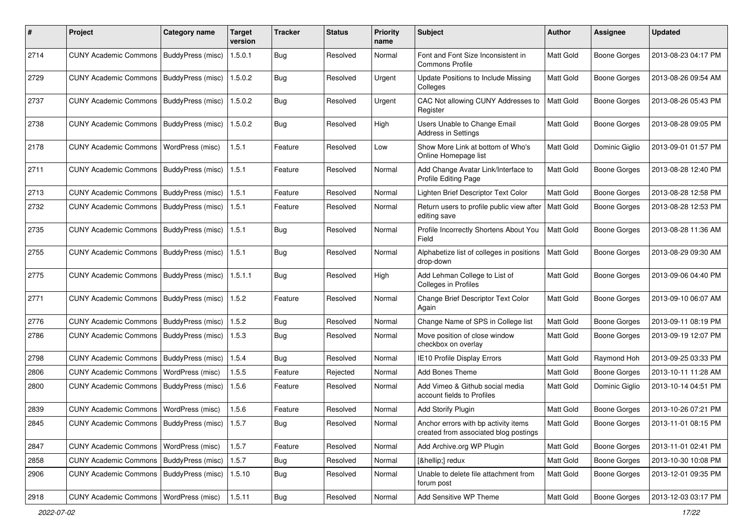| # | Project | Category name | Target version | Tracker | Status | Priority name | Subject | Author | Assignee | Updated |
|---|---|---|---|---|---|---|---|---|---|---|
| 2714 | CUNY Academic Commons | BuddyPress (misc) | 1.5.0.1 | Bug | Resolved | Normal | Font and Font Size Inconsistent in Commons Profile | Matt Gold | Boone Gorges | 2013-08-23 04:17 PM |
| 2729 | CUNY Academic Commons | BuddyPress (misc) | 1.5.0.2 | Bug | Resolved | Urgent | Update Positions to Include Missing Colleges | Matt Gold | Boone Gorges | 2013-08-26 09:54 AM |
| 2737 | CUNY Academic Commons | BuddyPress (misc) | 1.5.0.2 | Bug | Resolved | Urgent | CAC Not allowing CUNY Addresses to Register | Matt Gold | Boone Gorges | 2013-08-26 05:43 PM |
| 2738 | CUNY Academic Commons | BuddyPress (misc) | 1.5.0.2 | Bug | Resolved | High | Users Unable to Change Email Address in Settings | Matt Gold | Boone Gorges | 2013-08-28 09:05 PM |
| 2178 | CUNY Academic Commons | WordPress (misc) | 1.5.1 | Feature | Resolved | Low | Show More Link at bottom of Who's Online Homepage list | Matt Gold | Dominic Giglio | 2013-09-01 01:57 PM |
| 2711 | CUNY Academic Commons | BuddyPress (misc) | 1.5.1 | Feature | Resolved | Normal | Add Change Avatar Link/Interface to Profile Editing Page | Matt Gold | Boone Gorges | 2013-08-28 12:40 PM |
| 2713 | CUNY Academic Commons | BuddyPress (misc) | 1.5.1 | Feature | Resolved | Normal | Lighten Brief Descriptor Text Color | Matt Gold | Boone Gorges | 2013-08-28 12:58 PM |
| 2732 | CUNY Academic Commons | BuddyPress (misc) | 1.5.1 | Feature | Resolved | Normal | Return users to profile public view after editing save | Matt Gold | Boone Gorges | 2013-08-28 12:53 PM |
| 2735 | CUNY Academic Commons | BuddyPress (misc) | 1.5.1 | Bug | Resolved | Normal | Profile Incorrectly Shortens About You Field | Matt Gold | Boone Gorges | 2013-08-28 11:36 AM |
| 2755 | CUNY Academic Commons | BuddyPress (misc) | 1.5.1 | Bug | Resolved | Normal | Alphabetize list of colleges in positions drop-down | Matt Gold | Boone Gorges | 2013-08-29 09:30 AM |
| 2775 | CUNY Academic Commons | BuddyPress (misc) | 1.5.1.1 | Bug | Resolved | High | Add Lehman College to List of Colleges in Profiles | Matt Gold | Boone Gorges | 2013-09-06 04:40 PM |
| 2771 | CUNY Academic Commons | BuddyPress (misc) | 1.5.2 | Feature | Resolved | Normal | Change Brief Descriptor Text Color Again | Matt Gold | Boone Gorges | 2013-09-10 06:07 AM |
| 2776 | CUNY Academic Commons | BuddyPress (misc) | 1.5.2 | Bug | Resolved | Normal | Change Name of SPS in College list | Matt Gold | Boone Gorges | 2013-09-11 08:19 PM |
| 2786 | CUNY Academic Commons | BuddyPress (misc) | 1.5.3 | Bug | Resolved | Normal | Move position of close window checkbox on overlay | Matt Gold | Boone Gorges | 2013-09-19 12:07 PM |
| 2798 | CUNY Academic Commons | BuddyPress (misc) | 1.5.4 | Bug | Resolved | Normal | IE10 Profile Display Errors | Matt Gold | Raymond Hoh | 2013-09-25 03:33 PM |
| 2806 | CUNY Academic Commons | WordPress (misc) | 1.5.5 | Feature | Rejected | Normal | Add Bones Theme | Matt Gold | Boone Gorges | 2013-10-11 11:28 AM |
| 2800 | CUNY Academic Commons | BuddyPress (misc) | 1.5.6 | Feature | Resolved | Normal | Add Vimeo & Github social media account fields to Profiles | Matt Gold | Dominic Giglio | 2013-10-14 04:51 PM |
| 2839 | CUNY Academic Commons | WordPress (misc) | 1.5.6 | Feature | Resolved | Normal | Add Storify Plugin | Matt Gold | Boone Gorges | 2013-10-26 07:21 PM |
| 2845 | CUNY Academic Commons | BuddyPress (misc) | 1.5.7 | Bug | Resolved | Normal | Anchor errors with bp activity items created from associated blog postings | Matt Gold | Boone Gorges | 2013-11-01 08:15 PM |
| 2847 | CUNY Academic Commons | WordPress (misc) | 1.5.7 | Feature | Resolved | Normal | Add Archive.org WP Plugin | Matt Gold | Boone Gorges | 2013-11-01 02:41 PM |
| 2858 | CUNY Academic Commons | BuddyPress (misc) | 1.5.7 | Bug | Resolved | Normal | [&hellip;] redux | Matt Gold | Boone Gorges | 2013-10-30 10:08 PM |
| 2906 | CUNY Academic Commons | BuddyPress (misc) | 1.5.10 | Bug | Resolved | Normal | Unable to delete file attachment from forum post | Matt Gold | Boone Gorges | 2013-12-01 09:35 PM |
| 2918 | CUNY Academic Commons | WordPress (misc) | 1.5.11 | Bug | Resolved | Normal | Add Sensitive WP Theme | Matt Gold | Boone Gorges | 2013-12-03 03:17 PM |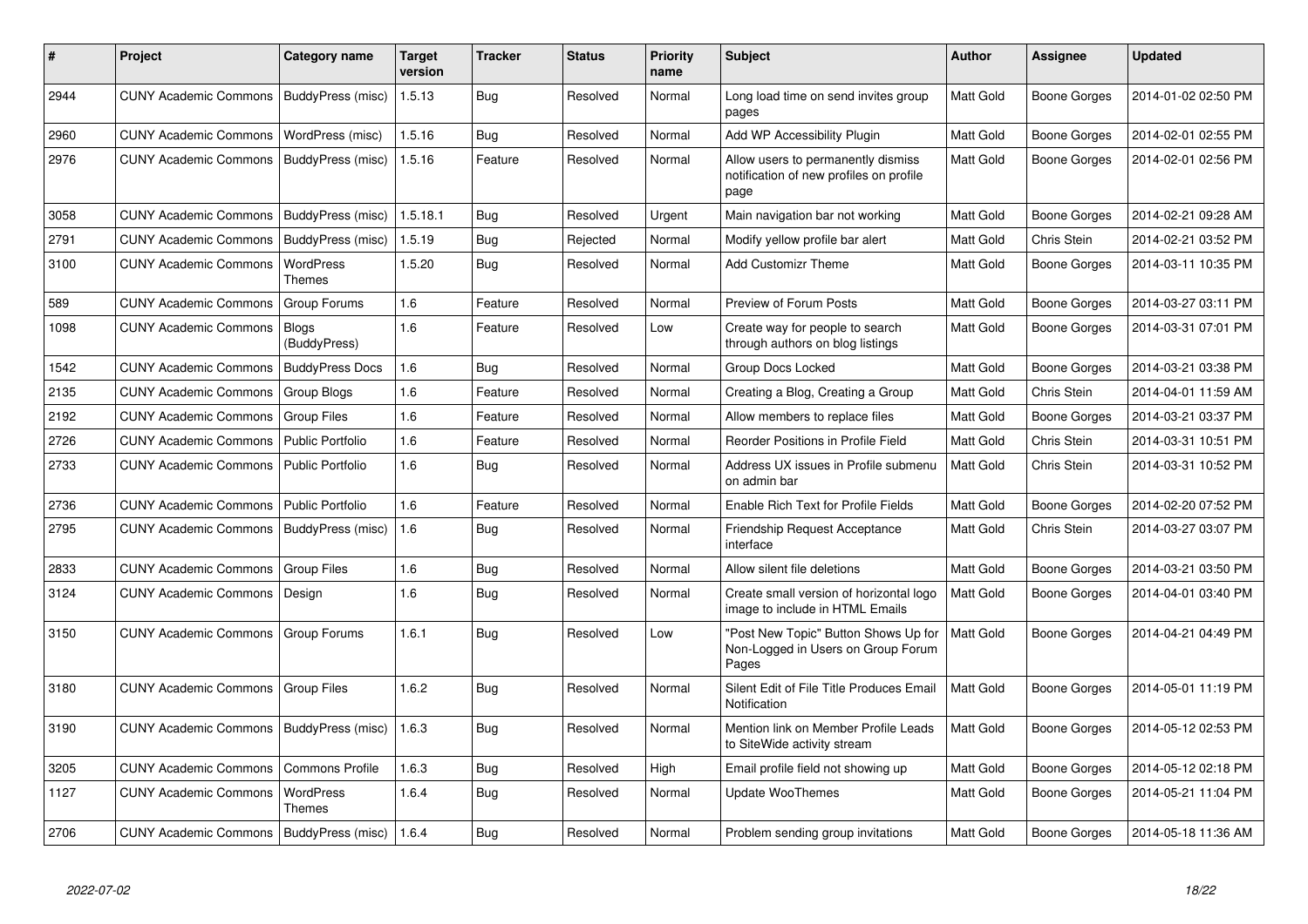| # | Project | Category name | Target version | Tracker | Status | Priority name | Subject | Author | Assignee | Updated |
|---|---|---|---|---|---|---|---|---|---|---|
| 2944 | CUNY Academic Commons | BuddyPress (misc) | 1.5.13 | Bug | Resolved | Normal | Long load time on send invites group pages | Matt Gold | Boone Gorges | 2014-01-02 02:50 PM |
| 2960 | CUNY Academic Commons | WordPress (misc) | 1.5.16 | Bug | Resolved | Normal | Add WP Accessibility Plugin | Matt Gold | Boone Gorges | 2014-02-01 02:55 PM |
| 2976 | CUNY Academic Commons | BuddyPress (misc) | 1.5.16 | Feature | Resolved | Normal | Allow users to permanently dismiss notification of new profiles on profile page | Matt Gold | Boone Gorges | 2014-02-01 02:56 PM |
| 3058 | CUNY Academic Commons | BuddyPress (misc) | 1.5.18.1 | Bug | Resolved | Urgent | Main navigation bar not working | Matt Gold | Boone Gorges | 2014-02-21 09:28 AM |
| 2791 | CUNY Academic Commons | BuddyPress (misc) | 1.5.19 | Bug | Rejected | Normal | Modify yellow profile bar alert | Matt Gold | Chris Stein | 2014-02-21 03:52 PM |
| 3100 | CUNY Academic Commons | WordPress Themes | 1.5.20 | Bug | Resolved | Normal | Add Customizr Theme | Matt Gold | Boone Gorges | 2014-03-11 10:35 PM |
| 589 | CUNY Academic Commons | Group Forums | 1.6 | Feature | Resolved | Normal | Preview of Forum Posts | Matt Gold | Boone Gorges | 2014-03-27 03:11 PM |
| 1098 | CUNY Academic Commons | Blogs (BuddyPress) | 1.6 | Feature | Resolved | Low | Create way for people to search through authors on blog listings | Matt Gold | Boone Gorges | 2014-03-31 07:01 PM |
| 1542 | CUNY Academic Commons | BuddyPress Docs | 1.6 | Bug | Resolved | Normal | Group Docs Locked | Matt Gold | Boone Gorges | 2014-03-21 03:38 PM |
| 2135 | CUNY Academic Commons | Group Blogs | 1.6 | Feature | Resolved | Normal | Creating a Blog, Creating a Group | Matt Gold | Chris Stein | 2014-04-01 11:59 AM |
| 2192 | CUNY Academic Commons | Group Files | 1.6 | Feature | Resolved | Normal | Allow members to replace files | Matt Gold | Boone Gorges | 2014-03-21 03:37 PM |
| 2726 | CUNY Academic Commons | Public Portfolio | 1.6 | Feature | Resolved | Normal | Reorder Positions in Profile Field | Matt Gold | Chris Stein | 2014-03-31 10:51 PM |
| 2733 | CUNY Academic Commons | Public Portfolio | 1.6 | Bug | Resolved | Normal | Address UX issues in Profile submenu on admin bar | Matt Gold | Chris Stein | 2014-03-31 10:52 PM |
| 2736 | CUNY Academic Commons | Public Portfolio | 1.6 | Feature | Resolved | Normal | Enable Rich Text for Profile Fields | Matt Gold | Boone Gorges | 2014-02-20 07:52 PM |
| 2795 | CUNY Academic Commons | BuddyPress (misc) | 1.6 | Bug | Resolved | Normal | Friendship Request Acceptance interface | Matt Gold | Chris Stein | 2014-03-27 03:07 PM |
| 2833 | CUNY Academic Commons | Group Files | 1.6 | Bug | Resolved | Normal | Allow silent file deletions | Matt Gold | Boone Gorges | 2014-03-21 03:50 PM |
| 3124 | CUNY Academic Commons | Design | 1.6 | Bug | Resolved | Normal | Create small version of horizontal logo image to include in HTML Emails | Matt Gold | Boone Gorges | 2014-04-01 03:40 PM |
| 3150 | CUNY Academic Commons | Group Forums | 1.6.1 | Bug | Resolved | Low | "Post New Topic" Button Shows Up for Non-Logged in Users on Group Forum Pages | Matt Gold | Boone Gorges | 2014-04-21 04:49 PM |
| 3180 | CUNY Academic Commons | Group Files | 1.6.2 | Bug | Resolved | Normal | Silent Edit of File Title Produces Email Notification | Matt Gold | Boone Gorges | 2014-05-01 11:19 PM |
| 3190 | CUNY Academic Commons | BuddyPress (misc) | 1.6.3 | Bug | Resolved | Normal | Mention link on Member Profile Leads to SiteWide activity stream | Matt Gold | Boone Gorges | 2014-05-12 02:53 PM |
| 3205 | CUNY Academic Commons | Commons Profile | 1.6.3 | Bug | Resolved | High | Email profile field not showing up | Matt Gold | Boone Gorges | 2014-05-12 02:18 PM |
| 1127 | CUNY Academic Commons | WordPress Themes | 1.6.4 | Bug | Resolved | Normal | Update WooThemes | Matt Gold | Boone Gorges | 2014-05-21 11:04 PM |
| 2706 | CUNY Academic Commons | BuddyPress (misc) | 1.6.4 | Bug | Resolved | Normal | Problem sending group invitations | Matt Gold | Boone Gorges | 2014-05-18 11:36 AM |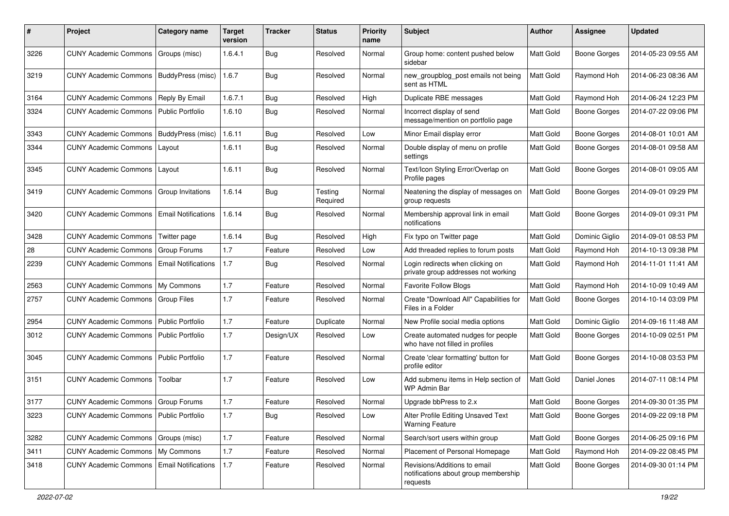| # | Project | Category name | Target version | Tracker | Status | Priority name | Subject | Author | Assignee | Updated |
|---|---|---|---|---|---|---|---|---|---|---|
| 3226 | CUNY Academic Commons | Groups (misc) | 1.6.4.1 | Bug | Resolved | Normal | Group home: content pushed below sidebar | Matt Gold | Boone Gorges | 2014-05-23 09:55 AM |
| 3219 | CUNY Academic Commons | BuddyPress (misc) | 1.6.7 | Bug | Resolved | Normal | new_groupblog_post emails not being sent as HTML | Matt Gold | Raymond Hoh | 2014-06-23 08:36 AM |
| 3164 | CUNY Academic Commons | Reply By Email | 1.6.7.1 | Bug | Resolved | High | Duplicate RBE messages | Matt Gold | Raymond Hoh | 2014-06-24 12:23 PM |
| 3324 | CUNY Academic Commons | Public Portfolio | 1.6.10 | Bug | Resolved | Normal | Incorrect display of send message/mention on portfolio page | Matt Gold | Boone Gorges | 2014-07-22 09:06 PM |
| 3343 | CUNY Academic Commons | BuddyPress (misc) | 1.6.11 | Bug | Resolved | Low | Minor Email display error | Matt Gold | Boone Gorges | 2014-08-01 10:01 AM |
| 3344 | CUNY Academic Commons | Layout | 1.6.11 | Bug | Resolved | Normal | Double display of menu on profile settings | Matt Gold | Boone Gorges | 2014-08-01 09:58 AM |
| 3345 | CUNY Academic Commons | Layout | 1.6.11 | Bug | Resolved | Normal | Text/Icon Styling Error/Overlap on Profile pages | Matt Gold | Boone Gorges | 2014-08-01 09:05 AM |
| 3419 | CUNY Academic Commons | Group Invitations | 1.6.14 | Bug | Testing Required | Normal | Neatening the display of messages on group requests | Matt Gold | Boone Gorges | 2014-09-01 09:29 PM |
| 3420 | CUNY Academic Commons | Email Notifications | 1.6.14 | Bug | Resolved | Normal | Membership approval link in email notifications | Matt Gold | Boone Gorges | 2014-09-01 09:31 PM |
| 3428 | CUNY Academic Commons | Twitter page | 1.6.14 | Bug | Resolved | High | Fix typo on Twitter page | Matt Gold | Dominic Giglio | 2014-09-01 08:53 PM |
| 28 | CUNY Academic Commons | Group Forums | 1.7 | Feature | Resolved | Low | Add threaded replies to forum posts | Matt Gold | Raymond Hoh | 2014-10-13 09:38 PM |
| 2239 | CUNY Academic Commons | Email Notifications | 1.7 | Bug | Resolved | Normal | Login redirects when clicking on private group addresses not working | Matt Gold | Raymond Hoh | 2014-11-01 11:41 AM |
| 2563 | CUNY Academic Commons | My Commons | 1.7 | Feature | Resolved | Normal | Favorite Follow Blogs | Matt Gold | Raymond Hoh | 2014-10-09 10:49 AM |
| 2757 | CUNY Academic Commons | Group Files | 1.7 | Feature | Resolved | Normal | Create "Download All" Capabilities for Files in a Folder | Matt Gold | Boone Gorges | 2014-10-14 03:09 PM |
| 2954 | CUNY Academic Commons | Public Portfolio | 1.7 | Feature | Duplicate | Normal | New Profile social media options | Matt Gold | Dominic Giglio | 2014-09-16 11:48 AM |
| 3012 | CUNY Academic Commons | Public Portfolio | 1.7 | Design/UX | Resolved | Low | Create automated nudges for people who have not filled in profiles | Matt Gold | Boone Gorges | 2014-10-09 02:51 PM |
| 3045 | CUNY Academic Commons | Public Portfolio | 1.7 | Feature | Resolved | Normal | Create 'clear formatting' button for profile editor | Matt Gold | Boone Gorges | 2014-10-08 03:53 PM |
| 3151 | CUNY Academic Commons | Toolbar | 1.7 | Feature | Resolved | Low | Add submenu items in Help section of WP Admin Bar | Matt Gold | Daniel Jones | 2014-07-11 08:14 PM |
| 3177 | CUNY Academic Commons | Group Forums | 1.7 | Feature | Resolved | Normal | Upgrade bbPress to 2.x | Matt Gold | Boone Gorges | 2014-09-30 01:35 PM |
| 3223 | CUNY Academic Commons | Public Portfolio | 1.7 | Bug | Resolved | Low | Alter Profile Editing Unsaved Text Warning Feature | Matt Gold | Boone Gorges | 2014-09-22 09:18 PM |
| 3282 | CUNY Academic Commons | Groups (misc) | 1.7 | Feature | Resolved | Normal | Search/sort users within group | Matt Gold | Boone Gorges | 2014-06-25 09:16 PM |
| 3411 | CUNY Academic Commons | My Commons | 1.7 | Feature | Resolved | Normal | Placement of Personal Homepage | Matt Gold | Raymond Hoh | 2014-09-22 08:45 PM |
| 3418 | CUNY Academic Commons | Email Notifications | 1.7 | Feature | Resolved | Normal | Revisions/Additions to email notifications about group membership requests | Matt Gold | Boone Gorges | 2014-09-30 01:14 PM |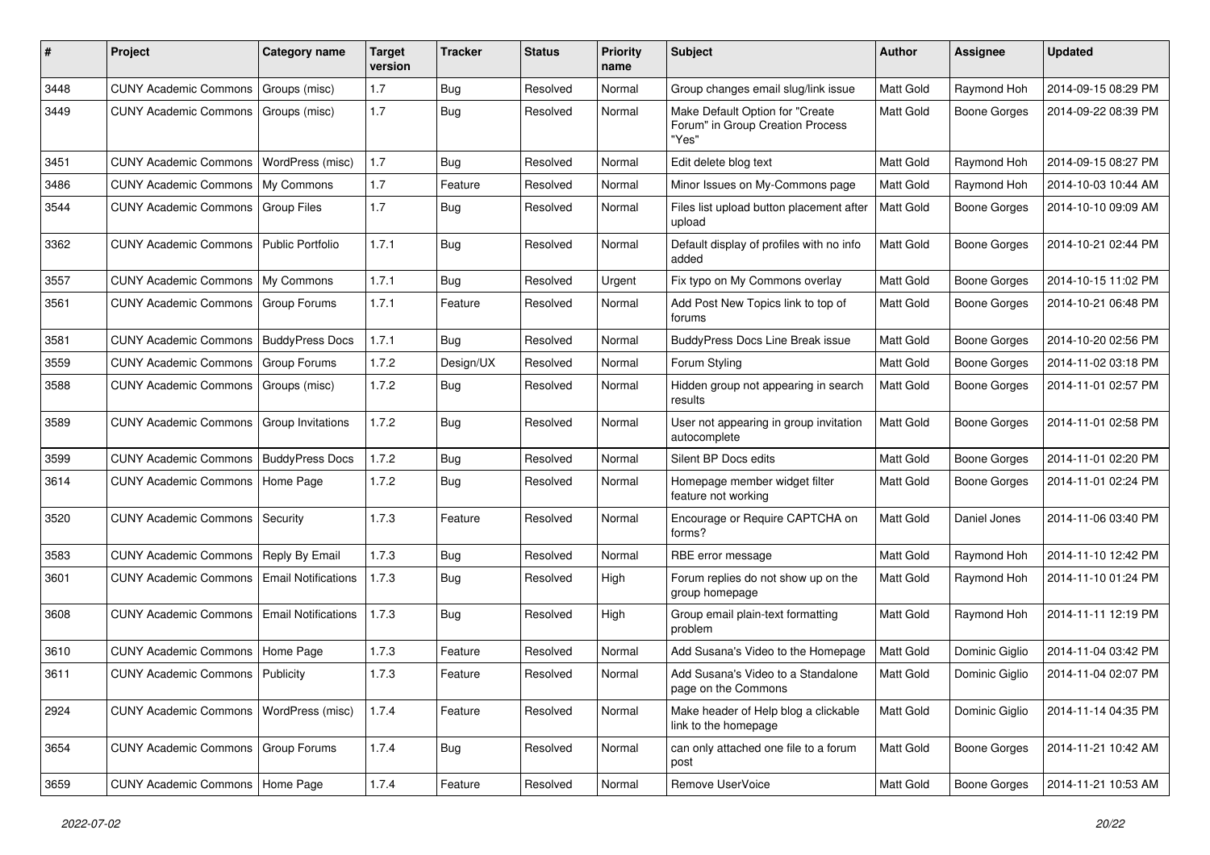| # | Project | Category name | Target version | Tracker | Status | Priority name | Subject | Author | Assignee | Updated |
|---|---|---|---|---|---|---|---|---|---|---|
| 3448 | CUNY Academic Commons | Groups (misc) | 1.7 | Bug | Resolved | Normal | Group changes email slug/link issue | Matt Gold | Raymond Hoh | 2014-09-15 08:29 PM |
| 3449 | CUNY Academic Commons | Groups (misc) | 1.7 | Bug | Resolved | Normal | Make Default Option for "Create Forum" in Group Creation Process "Yes" | Matt Gold | Boone Gorges | 2014-09-22 08:39 PM |
| 3451 | CUNY Academic Commons | WordPress (misc) | 1.7 | Bug | Resolved | Normal | Edit delete blog text | Matt Gold | Raymond Hoh | 2014-09-15 08:27 PM |
| 3486 | CUNY Academic Commons | My Commons | 1.7 | Feature | Resolved | Normal | Minor Issues on My-Commons page | Matt Gold | Raymond Hoh | 2014-10-03 10:44 AM |
| 3544 | CUNY Academic Commons | Group Files | 1.7 | Bug | Resolved | Normal | Files list upload button placement after upload | Matt Gold | Boone Gorges | 2014-10-10 09:09 AM |
| 3362 | CUNY Academic Commons | Public Portfolio | 1.7.1 | Bug | Resolved | Normal | Default display of profiles with no info added | Matt Gold | Boone Gorges | 2014-10-21 02:44 PM |
| 3557 | CUNY Academic Commons | My Commons | 1.7.1 | Bug | Resolved | Urgent | Fix typo on My Commons overlay | Matt Gold | Boone Gorges | 2014-10-15 11:02 PM |
| 3561 | CUNY Academic Commons | Group Forums | 1.7.1 | Feature | Resolved | Normal | Add Post New Topics link to top of forums | Matt Gold | Boone Gorges | 2014-10-21 06:48 PM |
| 3581 | CUNY Academic Commons | BuddyPress Docs | 1.7.1 | Bug | Resolved | Normal | BuddyPress Docs Line Break issue | Matt Gold | Boone Gorges | 2014-10-20 02:56 PM |
| 3559 | CUNY Academic Commons | Group Forums | 1.7.2 | Design/UX | Resolved | Normal | Forum Styling | Matt Gold | Boone Gorges | 2014-11-02 03:18 PM |
| 3588 | CUNY Academic Commons | Groups (misc) | 1.7.2 | Bug | Resolved | Normal | Hidden group not appearing in search results | Matt Gold | Boone Gorges | 2014-11-01 02:57 PM |
| 3589 | CUNY Academic Commons | Group Invitations | 1.7.2 | Bug | Resolved | Normal | User not appearing in group invitation autocomplete | Matt Gold | Boone Gorges | 2014-11-01 02:58 PM |
| 3599 | CUNY Academic Commons | BuddyPress Docs | 1.7.2 | Bug | Resolved | Normal | Silent BP Docs edits | Matt Gold | Boone Gorges | 2014-11-01 02:20 PM |
| 3614 | CUNY Academic Commons | Home Page | 1.7.2 | Bug | Resolved | Normal | Homepage member widget filter feature not working | Matt Gold | Boone Gorges | 2014-11-01 02:24 PM |
| 3520 | CUNY Academic Commons | Security | 1.7.3 | Feature | Resolved | Normal | Encourage or Require CAPTCHA on forms? | Matt Gold | Daniel Jones | 2014-11-06 03:40 PM |
| 3583 | CUNY Academic Commons | Reply By Email | 1.7.3 | Bug | Resolved | Normal | RBE error message | Matt Gold | Raymond Hoh | 2014-11-10 12:42 PM |
| 3601 | CUNY Academic Commons | Email Notifications | 1.7.3 | Bug | Resolved | High | Forum replies do not show up on the group homepage | Matt Gold | Raymond Hoh | 2014-11-10 01:24 PM |
| 3608 | CUNY Academic Commons | Email Notifications | 1.7.3 | Bug | Resolved | High | Group email plain-text formatting problem | Matt Gold | Raymond Hoh | 2014-11-11 12:19 PM |
| 3610 | CUNY Academic Commons | Home Page | 1.7.3 | Feature | Resolved | Normal | Add Susana's Video to the Homepage | Matt Gold | Dominic Giglio | 2014-11-04 03:42 PM |
| 3611 | CUNY Academic Commons | Publicity | 1.7.3 | Feature | Resolved | Normal | Add Susana's Video to a Standalone page on the Commons | Matt Gold | Dominic Giglio | 2014-11-04 02:07 PM |
| 2924 | CUNY Academic Commons | WordPress (misc) | 1.7.4 | Feature | Resolved | Normal | Make header of Help blog a clickable link to the homepage | Matt Gold | Dominic Giglio | 2014-11-14 04:35 PM |
| 3654 | CUNY Academic Commons | Group Forums | 1.7.4 | Bug | Resolved | Normal | can only attached one file to a forum post | Matt Gold | Boone Gorges | 2014-11-21 10:42 AM |
| 3659 | CUNY Academic Commons | Home Page | 1.7.4 | Feature | Resolved | Normal | Remove UserVoice | Matt Gold | Boone Gorges | 2014-11-21 10:53 AM |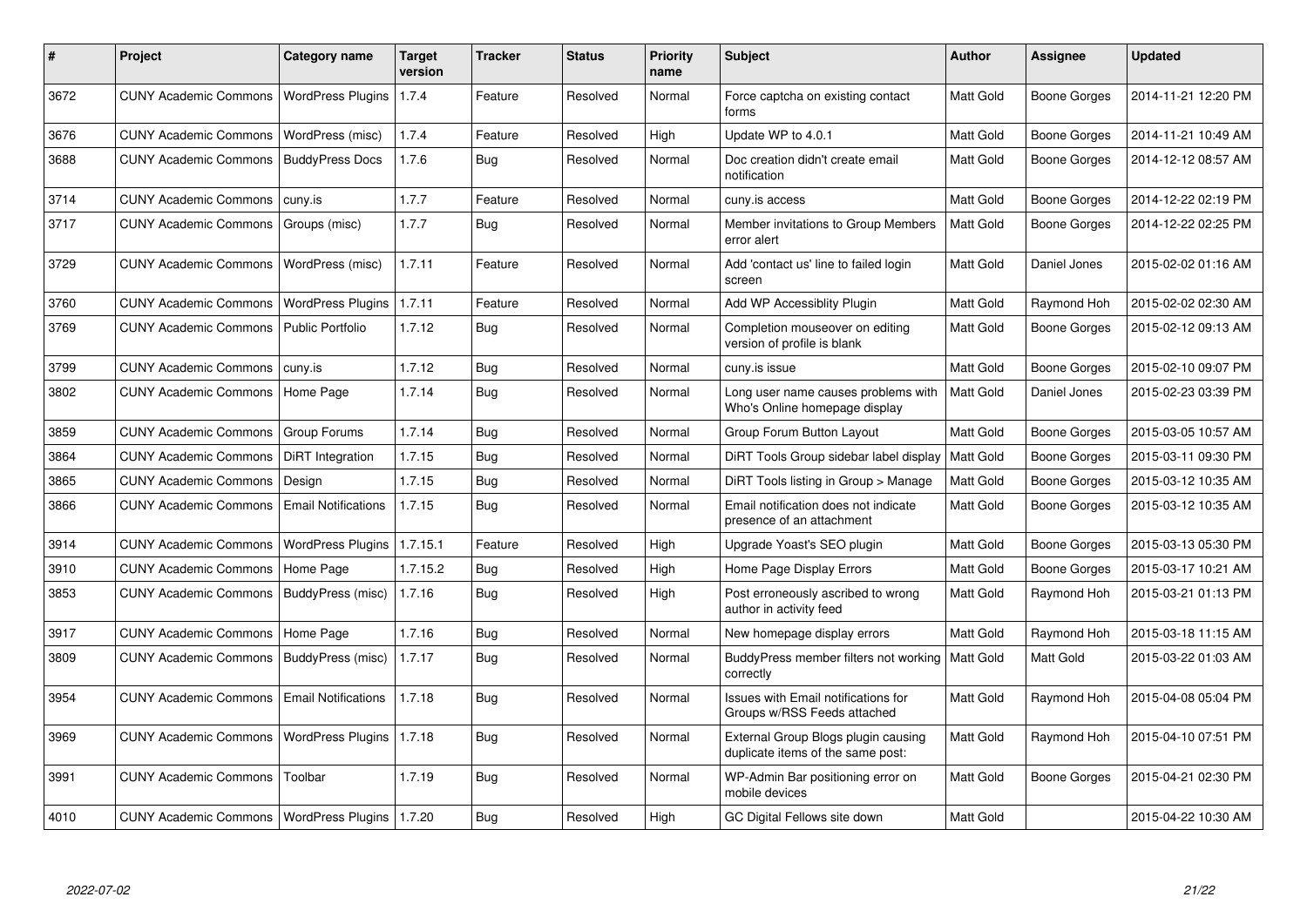| # | Project | Category name | Target version | Tracker | Status | Priority name | Subject | Author | Assignee | Updated |
|---|---|---|---|---|---|---|---|---|---|---|
| 3672 | CUNY Academic Commons | WordPress Plugins | 1.7.4 | Feature | Resolved | Normal | Force captcha on existing contact forms | Matt Gold | Boone Gorges | 2014-11-21 12:20 PM |
| 3676 | CUNY Academic Commons | WordPress (misc) | 1.7.4 | Feature | Resolved | High | Update WP to 4.0.1 | Matt Gold | Boone Gorges | 2014-11-21 10:49 AM |
| 3688 | CUNY Academic Commons | BuddyPress Docs | 1.7.6 | Bug | Resolved | Normal | Doc creation didn't create email notification | Matt Gold | Boone Gorges | 2014-12-12 08:57 AM |
| 3714 | CUNY Academic Commons | cuny.is | 1.7.7 | Feature | Resolved | Normal | cuny.is access | Matt Gold | Boone Gorges | 2014-12-22 02:19 PM |
| 3717 | CUNY Academic Commons | Groups (misc) | 1.7.7 | Bug | Resolved | Normal | Member invitations to Group Members error alert | Matt Gold | Boone Gorges | 2014-12-22 02:25 PM |
| 3729 | CUNY Academic Commons | WordPress (misc) | 1.7.11 | Feature | Resolved | Normal | Add 'contact us' line to failed login screen | Matt Gold | Daniel Jones | 2015-02-02 01:16 AM |
| 3760 | CUNY Academic Commons | WordPress Plugins | 1.7.11 | Feature | Resolved | Normal | Add WP Accessiblity Plugin | Matt Gold | Raymond Hoh | 2015-02-02 02:30 AM |
| 3769 | CUNY Academic Commons | Public Portfolio | 1.7.12 | Bug | Resolved | Normal | Completion mouseover on editing version of profile is blank | Matt Gold | Boone Gorges | 2015-02-12 09:13 AM |
| 3799 | CUNY Academic Commons | cuny.is | 1.7.12 | Bug | Resolved | Normal | cuny.is issue | Matt Gold | Boone Gorges | 2015-02-10 09:07 PM |
| 3802 | CUNY Academic Commons | Home Page | 1.7.14 | Bug | Resolved | Normal | Long user name causes problems with Who's Online homepage display | Matt Gold | Daniel Jones | 2015-02-23 03:39 PM |
| 3859 | CUNY Academic Commons | Group Forums | 1.7.14 | Bug | Resolved | Normal | Group Forum Button Layout | Matt Gold | Boone Gorges | 2015-03-05 10:57 AM |
| 3864 | CUNY Academic Commons | DiRT Integration | 1.7.15 | Bug | Resolved | Normal | DiRT Tools Group sidebar label display | Matt Gold | Boone Gorges | 2015-03-11 09:30 PM |
| 3865 | CUNY Academic Commons | Design | 1.7.15 | Bug | Resolved | Normal | DiRT Tools listing in Group > Manage | Matt Gold | Boone Gorges | 2015-03-12 10:35 AM |
| 3866 | CUNY Academic Commons | Email Notifications | 1.7.15 | Bug | Resolved | Normal | Email notification does not indicate presence of an attachment | Matt Gold | Boone Gorges | 2015-03-12 10:35 AM |
| 3914 | CUNY Academic Commons | WordPress Plugins | 1.7.15.1 | Feature | Resolved | High | Upgrade Yoast's SEO plugin | Matt Gold | Boone Gorges | 2015-03-13 05:30 PM |
| 3910 | CUNY Academic Commons | Home Page | 1.7.15.2 | Bug | Resolved | High | Home Page Display Errors | Matt Gold | Boone Gorges | 2015-03-17 10:21 AM |
| 3853 | CUNY Academic Commons | BuddyPress (misc) | 1.7.16 | Bug | Resolved | High | Post erroneously ascribed to wrong author in activity feed | Matt Gold | Raymond Hoh | 2015-03-21 01:13 PM |
| 3917 | CUNY Academic Commons | Home Page | 1.7.16 | Bug | Resolved | Normal | New homepage display errors | Matt Gold | Raymond Hoh | 2015-03-18 11:15 AM |
| 3809 | CUNY Academic Commons | BuddyPress (misc) | 1.7.17 | Bug | Resolved | Normal | BuddyPress member filters not working correctly | Matt Gold | Matt Gold | 2015-03-22 01:03 AM |
| 3954 | CUNY Academic Commons | Email Notifications | 1.7.18 | Bug | Resolved | Normal | Issues with Email notifications for Groups w/RSS Feeds attached | Matt Gold | Raymond Hoh | 2015-04-08 05:04 PM |
| 3969 | CUNY Academic Commons | WordPress Plugins | 1.7.18 | Bug | Resolved | Normal | External Group Blogs plugin causing duplicate items of the same post: | Matt Gold | Raymond Hoh | 2015-04-10 07:51 PM |
| 3991 | CUNY Academic Commons | Toolbar | 1.7.19 | Bug | Resolved | Normal | WP-Admin Bar positioning error on mobile devices | Matt Gold | Boone Gorges | 2015-04-21 02:30 PM |
| 4010 | CUNY Academic Commons | WordPress Plugins | 1.7.20 | Bug | Resolved | High | GC Digital Fellows site down | Matt Gold | | 2015-04-22 10:30 AM |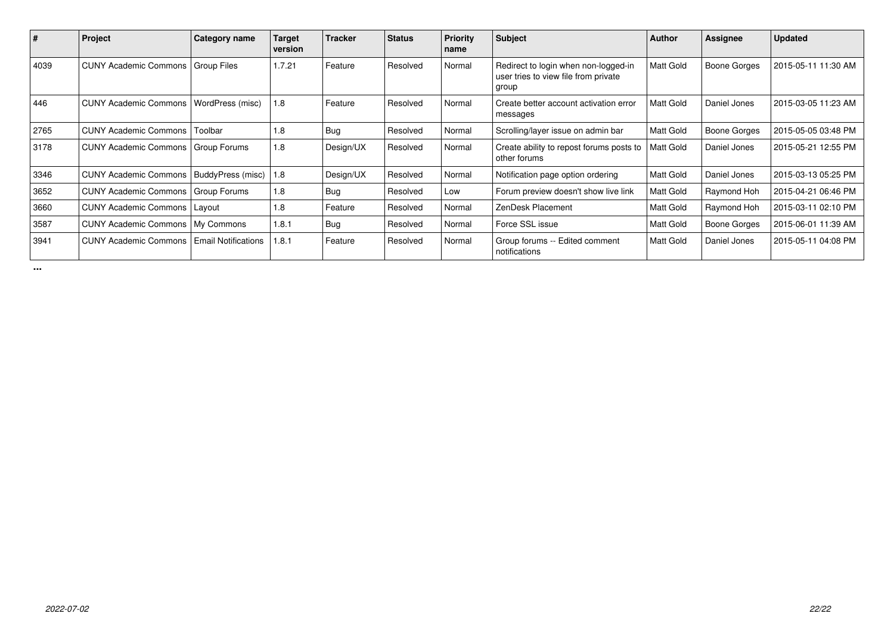| # | Project | Category name | Target version | Tracker | Status | Priority name | Subject | Author | Assignee | Updated |
|---|---|---|---|---|---|---|---|---|---|---|
| 4039 | CUNY Academic Commons | Group Files | 1.7.21 | Feature | Resolved | Normal | Redirect to login when non-logged-in user tries to view file from private group | Matt Gold | Boone Gorges | 2015-05-11 11:30 AM |
| 446 | CUNY Academic Commons | WordPress (misc) | 1.8 | Feature | Resolved | Normal | Create better account activation error messages | Matt Gold | Daniel Jones | 2015-03-05 11:23 AM |
| 2765 | CUNY Academic Commons | Toolbar | 1.8 | Bug | Resolved | Normal | Scrolling/layer issue on admin bar | Matt Gold | Boone Gorges | 2015-05-05 03:48 PM |
| 3178 | CUNY Academic Commons | Group Forums | 1.8 | Design/UX | Resolved | Normal | Create ability to repost forums posts to other forums | Matt Gold | Daniel Jones | 2015-05-21 12:55 PM |
| 3346 | CUNY Academic Commons | BuddyPress (misc) | 1.8 | Design/UX | Resolved | Normal | Notification page option ordering | Matt Gold | Daniel Jones | 2015-03-13 05:25 PM |
| 3652 | CUNY Academic Commons | Group Forums | 1.8 | Bug | Resolved | Low | Forum preview doesn't show live link | Matt Gold | Raymond Hoh | 2015-04-21 06:46 PM |
| 3660 | CUNY Academic Commons | Layout | 1.8 | Feature | Resolved | Normal | ZenDesk Placement | Matt Gold | Raymond Hoh | 2015-03-11 02:10 PM |
| 3587 | CUNY Academic Commons | My Commons | 1.8.1 | Bug | Resolved | Normal | Force SSL issue | Matt Gold | Boone Gorges | 2015-06-01 11:39 AM |
| 3941 | CUNY Academic Commons | Email Notifications | 1.8.1 | Feature | Resolved | Normal | Group forums -- Edited comment notifications | Matt Gold | Daniel Jones | 2015-05-11 04:08 PM |

...